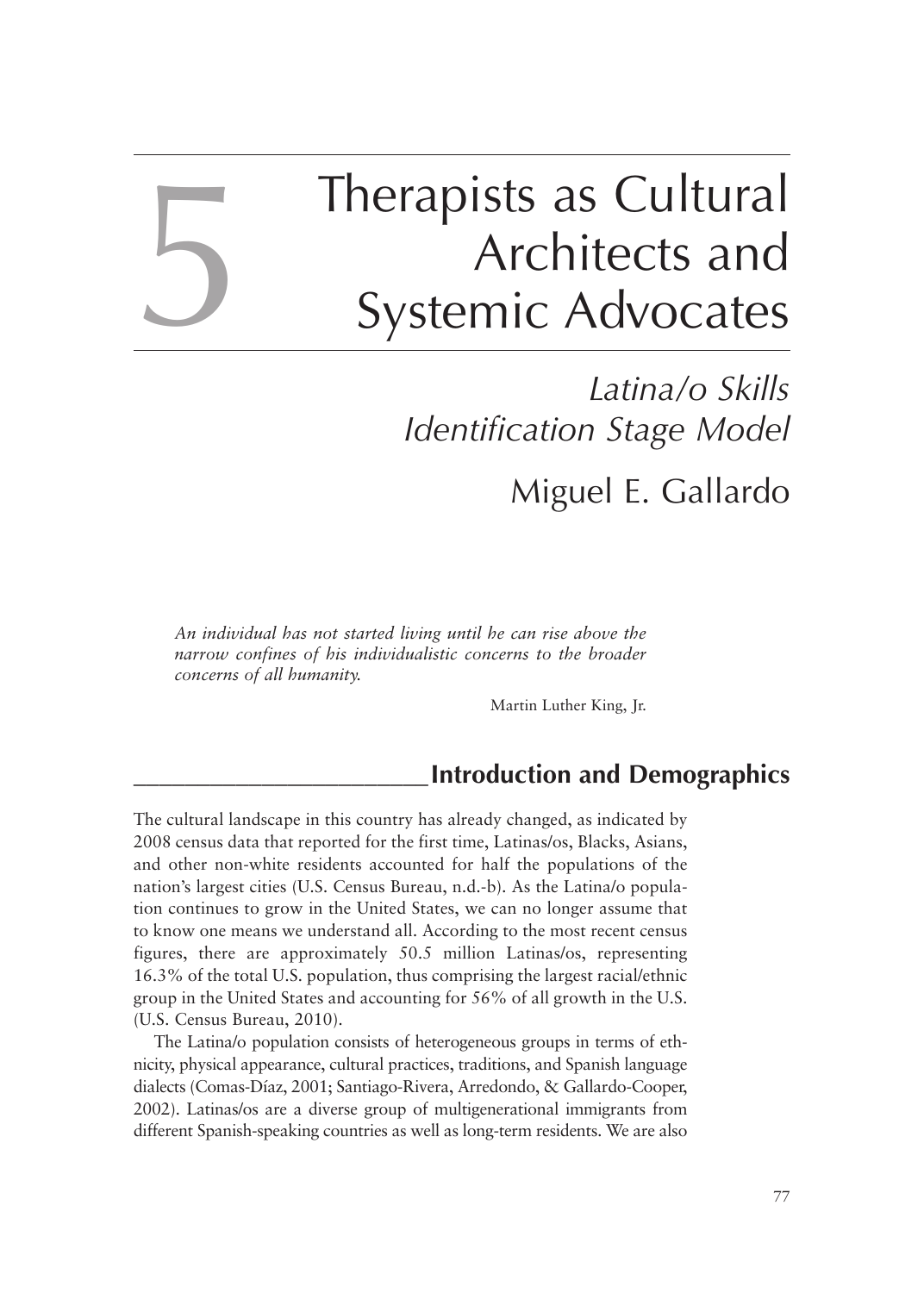# 5 Therapists as Cultural Architects and Systemic Advocates

## *Latina/o Skills Identification Stage Model*

### Miguel E. Gallardo

> *An individual has not started living until he can rise above the narrow confines of his individualistic concerns to the broader concerns of all humanity.*
>
> Martin Luther King, Jr.

## Introduction and Demographics

The cultural landscape in this country has already changed, as indicated by 2008 census data that reported for the first time, Latinas/os, Blacks, Asians, and other non-white residents accounted for half the populations of the nation's largest cities (U.S. Census Bureau, n.d.-b). As the Latina/o population continues to grow in the United States, we can no longer assume that to know one means we understand all. According to the most recent census figures, there are approximately 50.5 million Latinas/os, representing 16.3% of the total U.S. population, thus comprising the largest racial/ethnic group in the United States and accounting for 56% of all growth in the U.S. (U.S. Census Bureau, 2010).

The Latina/o population consists of heterogeneous groups in terms of ethnicity, physical appearance, cultural practices, traditions, and Spanish language dialects (Comas-Díaz, 2001; Santiago-Rivera, Arredondo, & Gallardo-Cooper, 2002). Latinas/os are a diverse group of multigenerational immigrants from different Spanish-speaking countries as well as long-term residents. We are also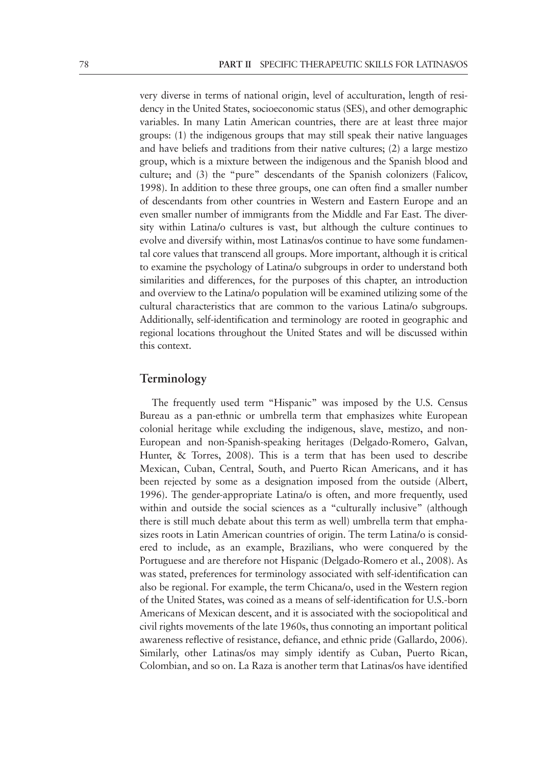very diverse in terms of national origin, level of acculturation, length of residency in the United States, socioeconomic status (SES), and other demographic variables. In many Latin American countries, there are at least three major groups: (1) the indigenous groups that may still speak their native languages and have beliefs and traditions from their native cultures; (2) a large mestizo group, which is a mixture between the indigenous and the Spanish blood and culture; and (3) the "pure" descendants of the Spanish colonizers (Falicov, 1998). In addition to these three groups, one can often find a smaller number of descendants from other countries in Western and Eastern Europe and an even smaller number of immigrants from the Middle and Far East. The diversity within Latina/o cultures is vast, but although the culture continues to evolve and diversify within, most Latinas/os continue to have some fundamental core values that transcend all groups. More important, although it is critical to examine the psychology of Latina/o subgroups in order to understand both similarities and differences, for the purposes of this chapter, an introduction and overview to the Latina/o population will be examined utilizing some of the cultural characteristics that are common to the various Latina/o subgroups. Additionally, self-identification and terminology are rooted in geographic and regional locations throughout the United States and will be discussed within this context.

## Terminology

The frequently used term "Hispanic" was imposed by the U.S. Census Bureau as a pan-ethnic or umbrella term that emphasizes white European colonial heritage while excluding the indigenous, slave, mestizo, and non-European and non-Spanish-speaking heritages (Delgado-Romero, Galvan, Hunter, & Torres, 2008). This is a term that has been used to describe Mexican, Cuban, Central, South, and Puerto Rican Americans, and it has been rejected by some as a designation imposed from the outside (Albert, 1996). The gender-appropriate Latina/o is often, and more frequently, used within and outside the social sciences as a "culturally inclusive" (although there is still much debate about this term as well) umbrella term that emphasizes roots in Latin American countries of origin. The term Latina/o is considered to include, as an example, Brazilians, who were conquered by the Portuguese and are therefore not Hispanic (Delgado-Romero et al., 2008). As was stated, preferences for terminology associated with self-identification can also be regional. For example, the term Chicana/o, used in the Western region of the United States, was coined as a means of self-identification for U.S.-born Americans of Mexican descent, and it is associated with the sociopolitical and civil rights movements of the late 1960s, thus connoting an important political awareness reflective of resistance, defiance, and ethnic pride (Gallardo, 2006). Similarly, other Latinas/os may simply identify as Cuban, Puerto Rican, Colombian, and so on. La Raza is another term that Latinas/os have identified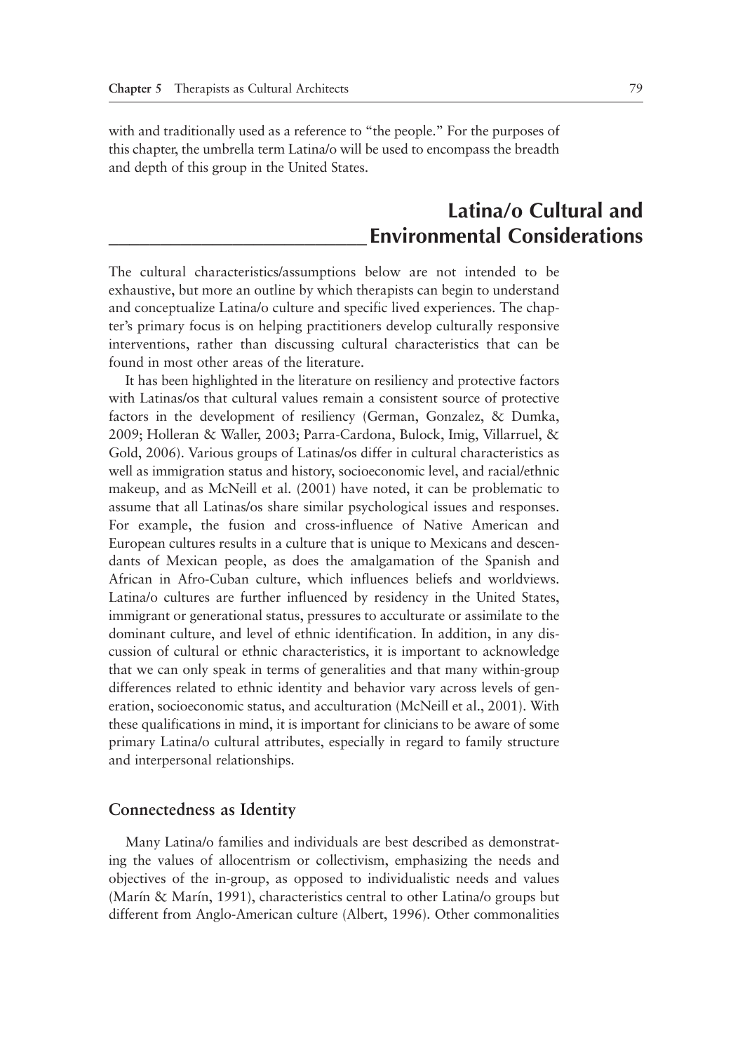with and traditionally used as a reference to "the people." For the purposes of this chapter, the umbrella term Latina/o will be used to encompass the breadth and depth of this group in the United States.

## Latina/o Cultural and Environmental Considerations

The cultural characteristics/assumptions below are not intended to be exhaustive, but more an outline by which therapists can begin to understand and conceptualize Latina/o culture and specific lived experiences. The chapter's primary focus is on helping practitioners develop culturally responsive interventions, rather than discussing cultural characteristics that can be found in most other areas of the literature.

It has been highlighted in the literature on resiliency and protective factors with Latinas/os that cultural values remain a consistent source of protective factors in the development of resiliency (German, Gonzalez, & Dumka, 2009; Holleran & Waller, 2003; Parra-Cardona, Bulock, Imig, Villarruel, & Gold, 2006). Various groups of Latinas/os differ in cultural characteristics as well as immigration status and history, socioeconomic level, and racial/ethnic makeup, and as McNeill et al. (2001) have noted, it can be problematic to assume that all Latinas/os share similar psychological issues and responses. For example, the fusion and cross-influence of Native American and European cultures results in a culture that is unique to Mexicans and descendants of Mexican people, as does the amalgamation of the Spanish and African in Afro-Cuban culture, which influences beliefs and worldviews. Latina/o cultures are further influenced by residency in the United States, immigrant or generational status, pressures to acculturate or assimilate to the dominant culture, and level of ethnic identification. In addition, in any discussion of cultural or ethnic characteristics, it is important to acknowledge that we can only speak in terms of generalities and that many within-group differences related to ethnic identity and behavior vary across levels of generation, socioeconomic status, and acculturation (McNeill et al., 2001). With these qualifications in mind, it is important for clinicians to be aware of some primary Latina/o cultural attributes, especially in regard to family structure and interpersonal relationships.

### Connectedness as Identity

Many Latina/o families and individuals are best described as demonstrating the values of allocentrism or collectivism, emphasizing the needs and objectives of the in-group, as opposed to individualistic needs and values (Marín & Marín, 1991), characteristics central to other Latina/o groups but different from Anglo-American culture (Albert, 1996). Other commonalities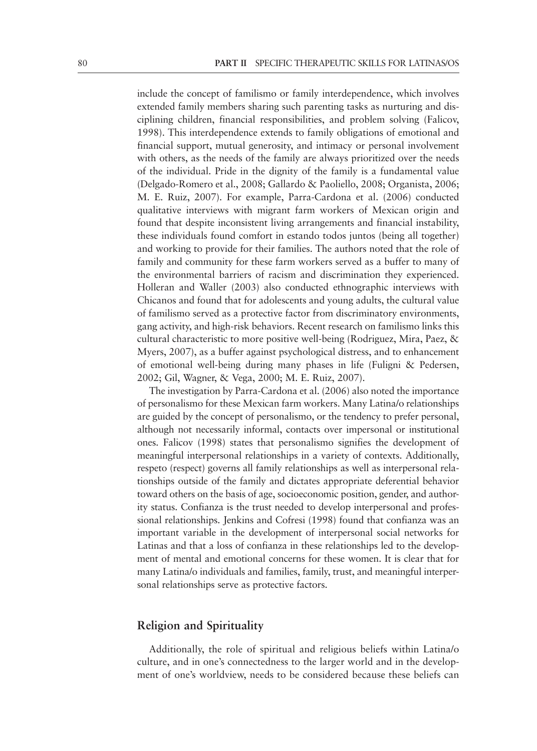include the concept of familismo or family interdependence, which involves extended family members sharing such parenting tasks as nurturing and disciplining children, financial responsibilities, and problem solving (Falicov, 1998). This interdependence extends to family obligations of emotional and financial support, mutual generosity, and intimacy or personal involvement with others, as the needs of the family are always prioritized over the needs of the individual. Pride in the dignity of the family is a fundamental value (Delgado-Romero et al., 2008; Gallardo & Paoliello, 2008; Organista, 2006; M. E. Ruiz, 2007). For example, Parra-Cardona et al. (2006) conducted qualitative interviews with migrant farm workers of Mexican origin and found that despite inconsistent living arrangements and financial instability, these individuals found comfort in estando todos juntos (being all together) and working to provide for their families. The authors noted that the role of family and community for these farm workers served as a buffer to many of the environmental barriers of racism and discrimination they experienced. Holleran and Waller (2003) also conducted ethnographic interviews with Chicanos and found that for adolescents and young adults, the cultural value of familismo served as a protective factor from discriminatory environments, gang activity, and high-risk behaviors. Recent research on familismo links this cultural characteristic to more positive well-being (Rodriguez, Mira, Paez, & Myers, 2007), as a buffer against psychological distress, and to enhancement of emotional well-being during many phases in life (Fuligni & Pedersen, 2002; Gil, Wagner, & Vega, 2000; M. E. Ruiz, 2007).

The investigation by Parra-Cardona et al. (2006) also noted the importance of personalismo for these Mexican farm workers. Many Latina/o relationships are guided by the concept of personalismo, or the tendency to prefer personal, although not necessarily informal, contacts over impersonal or institutional ones. Falicov (1998) states that personalismo signifies the development of meaningful interpersonal relationships in a variety of contexts. Additionally, respeto (respect) governs all family relationships as well as interpersonal relationships outside of the family and dictates appropriate deferential behavior toward others on the basis of age, socioeconomic position, gender, and authority status. Confianza is the trust needed to develop interpersonal and professional relationships. Jenkins and Cofresi (1998) found that confianza was an important variable in the development of interpersonal social networks for Latinas and that a loss of confianza in these relationships led to the development of mental and emotional concerns for these women. It is clear that for many Latina/o individuals and families, family, trust, and meaningful interpersonal relationships serve as protective factors.

## Religion and Spirituality

Additionally, the role of spiritual and religious beliefs within Latina/o culture, and in one's connectedness to the larger world and in the development of one's worldview, needs to be considered because these beliefs can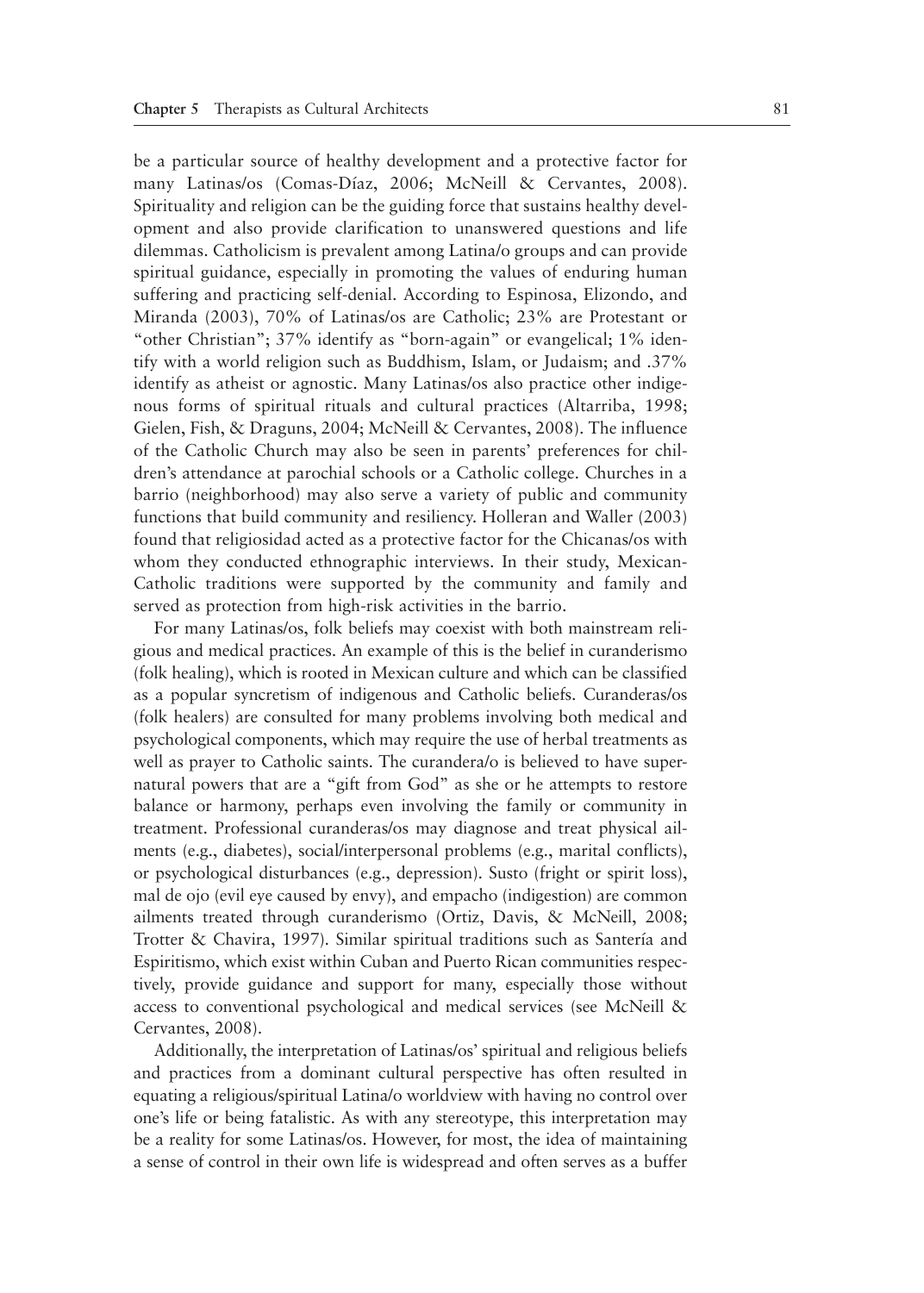be a particular source of healthy development and a protective factor for many Latinas/os (Comas-Díaz, 2006; McNeill & Cervantes, 2008). Spirituality and religion can be the guiding force that sustains healthy development and also provide clarification to unanswered questions and life dilemmas. Catholicism is prevalent among Latina/o groups and can provide spiritual guidance, especially in promoting the values of enduring human suffering and practicing self-denial. According to Espinosa, Elizondo, and Miranda (2003), 70% of Latinas/os are Catholic; 23% are Protestant or "other Christian"; 37% identify as "born-again" or evangelical; 1% identify with a world religion such as Buddhism, Islam, or Judaism; and .37% identify as atheist or agnostic. Many Latinas/os also practice other indigenous forms of spiritual rituals and cultural practices (Altarriba, 1998; Gielen, Fish, & Draguns, 2004; McNeill & Cervantes, 2008). The influence of the Catholic Church may also be seen in parents' preferences for children's attendance at parochial schools or a Catholic college. Churches in a barrio (neighborhood) may also serve a variety of public and community functions that build community and resiliency. Holleran and Waller (2003) found that religiosidad acted as a protective factor for the Chicanas/os with whom they conducted ethnographic interviews. In their study, Mexican-Catholic traditions were supported by the community and family and served as protection from high-risk activities in the barrio.

For many Latinas/os, folk beliefs may coexist with both mainstream religious and medical practices. An example of this is the belief in curanderismo (folk healing), which is rooted in Mexican culture and which can be classified as a popular syncretism of indigenous and Catholic beliefs. Curanderas/os (folk healers) are consulted for many problems involving both medical and psychological components, which may require the use of herbal treatments as well as prayer to Catholic saints. The curandera/o is believed to have supernatural powers that are a "gift from God" as she or he attempts to restore balance or harmony, perhaps even involving the family or community in treatment. Professional curanderas/os may diagnose and treat physical ailments (e.g., diabetes), social/interpersonal problems (e.g., marital conflicts), or psychological disturbances (e.g., depression). Susto (fright or spirit loss), mal de ojo (evil eye caused by envy), and empacho (indigestion) are common ailments treated through curanderismo (Ortiz, Davis, & McNeill, 2008; Trotter & Chavira, 1997). Similar spiritual traditions such as Santería and Espiritismo, which exist within Cuban and Puerto Rican communities respectively, provide guidance and support for many, especially those without access to conventional psychological and medical services (see McNeill & Cervantes, 2008).

Additionally, the interpretation of Latinas/os' spiritual and religious beliefs and practices from a dominant cultural perspective has often resulted in equating a religious/spiritual Latina/o worldview with having no control over one's life or being fatalistic. As with any stereotype, this interpretation may be a reality for some Latinas/os. However, for most, the idea of maintaining a sense of control in their own life is widespread and often serves as a buffer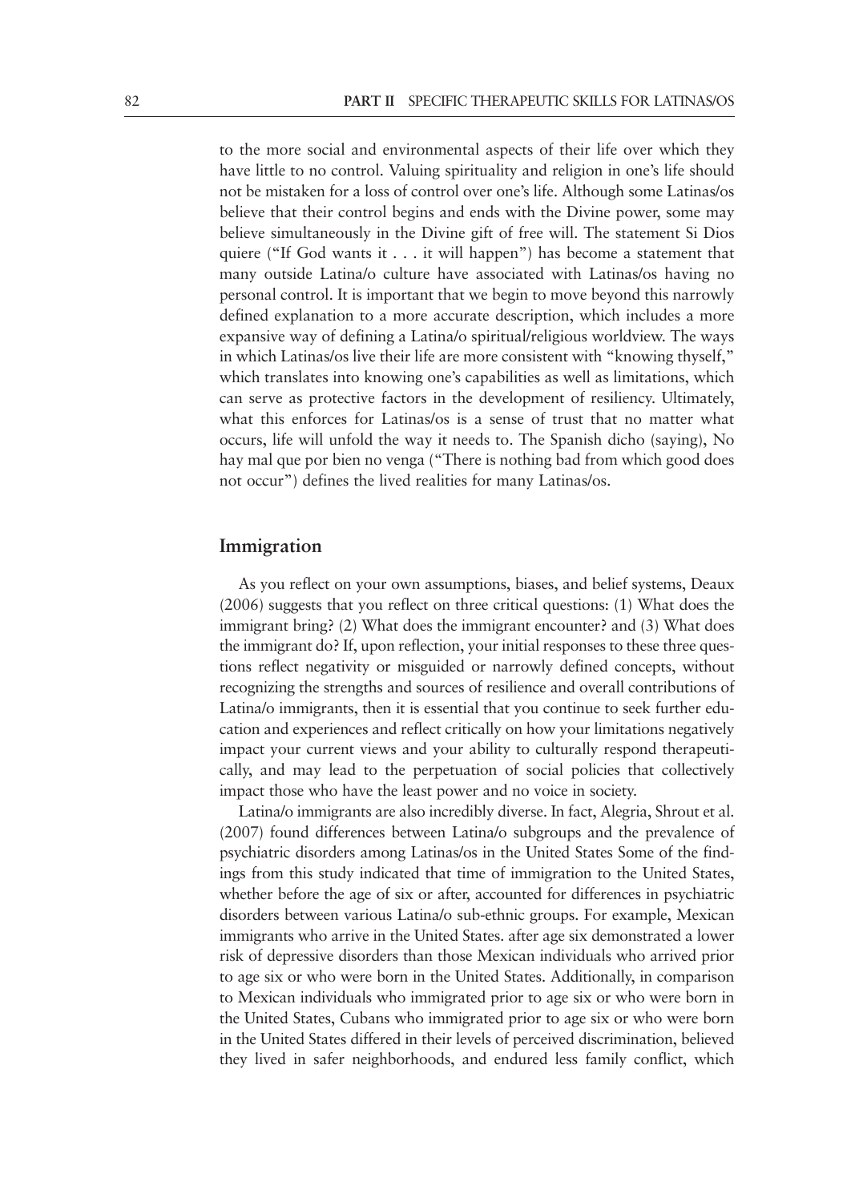to the more social and environmental aspects of their life over which they have little to no control. Valuing spirituality and religion in one's life should not be mistaken for a loss of control over one's life. Although some Latinas/os believe that their control begins and ends with the Divine power, some may believe simultaneously in the Divine gift of free will. The statement Si Dios quiere ("If God wants it . . . it will happen") has become a statement that many outside Latina/o culture have associated with Latinas/os having no personal control. It is important that we begin to move beyond this narrowly defined explanation to a more accurate description, which includes a more expansive way of defining a Latina/o spiritual/religious worldview. The ways in which Latinas/os live their life are more consistent with "knowing thyself," which translates into knowing one's capabilities as well as limitations, which can serve as protective factors in the development of resiliency. Ultimately, what this enforces for Latinas/os is a sense of trust that no matter what occurs, life will unfold the way it needs to. The Spanish dicho (saying), No hay mal que por bien no venga ("There is nothing bad from which good does not occur") defines the lived realities for many Latinas/os.

## Immigration

As you reflect on your own assumptions, biases, and belief systems, Deaux (2006) suggests that you reflect on three critical questions: (1) What does the immigrant bring? (2) What does the immigrant encounter? and (3) What does the immigrant do? If, upon reflection, your initial responses to these three questions reflect negativity or misguided or narrowly defined concepts, without recognizing the strengths and sources of resilience and overall contributions of Latina/o immigrants, then it is essential that you continue to seek further education and experiences and reflect critically on how your limitations negatively impact your current views and your ability to culturally respond therapeutically, and may lead to the perpetuation of social policies that collectively impact those who have the least power and no voice in society.

Latina/o immigrants are also incredibly diverse. In fact, Alegria, Shrout et al. (2007) found differences between Latina/o subgroups and the prevalence of psychiatric disorders among Latinas/os in the United States Some of the findings from this study indicated that time of immigration to the United States, whether before the age of six or after, accounted for differences in psychiatric disorders between various Latina/o sub-ethnic groups. For example, Mexican immigrants who arrive in the United States. after age six demonstrated a lower risk of depressive disorders than those Mexican individuals who arrived prior to age six or who were born in the United States. Additionally, in comparison to Mexican individuals who immigrated prior to age six or who were born in the United States, Cubans who immigrated prior to age six or who were born in the United States differed in their levels of perceived discrimination, believed they lived in safer neighborhoods, and endured less family conflict, which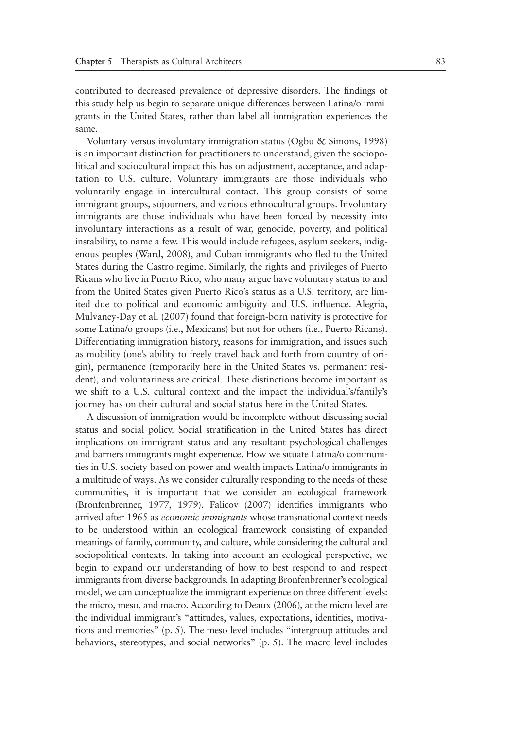contributed to decreased prevalence of depressive disorders. The findings of this study help us begin to separate unique differences between Latina/o immigrants in the United States, rather than label all immigration experiences the same.

Voluntary versus involuntary immigration status (Ogbu & Simons, 1998) is an important distinction for practitioners to understand, given the sociopolitical and sociocultural impact this has on adjustment, acceptance, and adaptation to U.S. culture. Voluntary immigrants are those individuals who voluntarily engage in intercultural contact. This group consists of some immigrant groups, sojourners, and various ethnocultural groups. Involuntary immigrants are those individuals who have been forced by necessity into involuntary interactions as a result of war, genocide, poverty, and political instability, to name a few. This would include refugees, asylum seekers, indigenous peoples (Ward, 2008), and Cuban immigrants who fled to the United States during the Castro regime. Similarly, the rights and privileges of Puerto Ricans who live in Puerto Rico, who many argue have voluntary status to and from the United States given Puerto Rico's status as a U.S. territory, are limited due to political and economic ambiguity and U.S. influence. Alegria, Mulvaney-Day et al. (2007) found that foreign-born nativity is protective for some Latina/o groups (i.e., Mexicans) but not for others (i.e., Puerto Ricans). Differentiating immigration history, reasons for immigration, and issues such as mobility (one's ability to freely travel back and forth from country of origin), permanence (temporarily here in the United States vs. permanent resident), and voluntariness are critical. These distinctions become important as we shift to a U.S. cultural context and the impact the individual's/family's journey has on their cultural and social status here in the United States.

A discussion of immigration would be incomplete without discussing social status and social policy. Social stratification in the United States has direct implications on immigrant status and any resultant psychological challenges and barriers immigrants might experience. How we situate Latina/o communities in U.S. society based on power and wealth impacts Latina/o immigrants in a multitude of ways. As we consider culturally responding to the needs of these communities, it is important that we consider an ecological framework (Bronfenbrenner, 1977, 1979). Falicov (2007) identifies immigrants who arrived after 1965 as *economic immigrants* whose transnational context needs to be understood within an ecological framework consisting of expanded meanings of family, community, and culture, while considering the cultural and sociopolitical contexts. In taking into account an ecological perspective, we begin to expand our understanding of how to best respond to and respect immigrants from diverse backgrounds. In adapting Bronfenbrenner's ecological model, we can conceptualize the immigrant experience on three different levels: the micro, meso, and macro. According to Deaux (2006), at the micro level are the individual immigrant's "attitudes, values, expectations, identities, motivations and memories" (p. 5). The meso level includes "intergroup attitudes and behaviors, stereotypes, and social networks" (p. 5). The macro level includes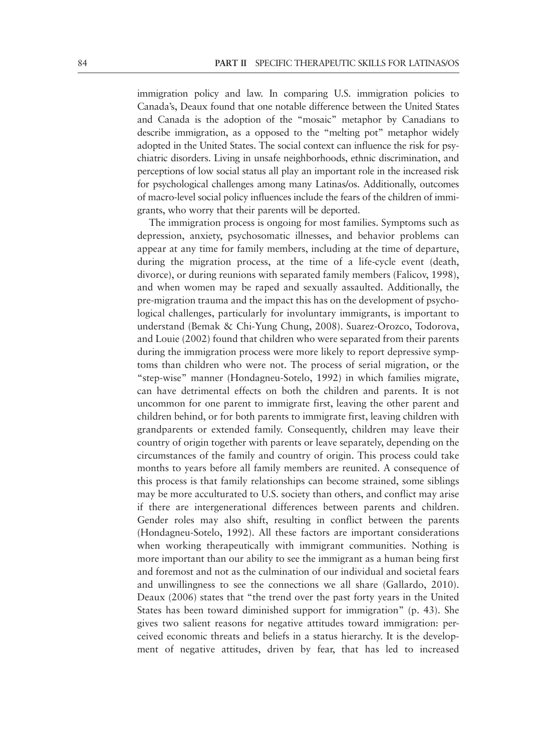immigration policy and law. In comparing U.S. immigration policies to Canada's, Deaux found that one notable difference between the United States and Canada is the adoption of the "mosaic" metaphor by Canadians to describe immigration, as a opposed to the "melting pot" metaphor widely adopted in the United States. The social context can influence the risk for psychiatric disorders. Living in unsafe neighborhoods, ethnic discrimination, and perceptions of low social status all play an important role in the increased risk for psychological challenges among many Latinas/os. Additionally, outcomes of macro-level social policy influences include the fears of the children of immigrants, who worry that their parents will be deported.

The immigration process is ongoing for most families. Symptoms such as depression, anxiety, psychosomatic illnesses, and behavior problems can appear at any time for family members, including at the time of departure, during the migration process, at the time of a life-cycle event (death, divorce), or during reunions with separated family members (Falicov, 1998), and when women may be raped and sexually assaulted. Additionally, the pre-migration trauma and the impact this has on the development of psychological challenges, particularly for involuntary immigrants, is important to understand (Bemak & Chi-Yung Chung, 2008). Suarez-Orozco, Todorova, and Louie (2002) found that children who were separated from their parents during the immigration process were more likely to report depressive symptoms than children who were not. The process of serial migration, or the "step-wise" manner (Hondagneu-Sotelo, 1992) in which families migrate, can have detrimental effects on both the children and parents. It is not uncommon for one parent to immigrate first, leaving the other parent and children behind, or for both parents to immigrate first, leaving children with grandparents or extended family. Consequently, children may leave their country of origin together with parents or leave separately, depending on the circumstances of the family and country of origin. This process could take months to years before all family members are reunited. A consequence of this process is that family relationships can become strained, some siblings may be more acculturated to U.S. society than others, and conflict may arise if there are intergenerational differences between parents and children. Gender roles may also shift, resulting in conflict between the parents (Hondagneu-Sotelo, 1992). All these factors are important considerations when working therapeutically with immigrant communities. Nothing is more important than our ability to see the immigrant as a human being first and foremost and not as the culmination of our individual and societal fears and unwillingness to see the connections we all share (Gallardo, 2010). Deaux (2006) states that "the trend over the past forty years in the United States has been toward diminished support for immigration" (p. 43). She gives two salient reasons for negative attitudes toward immigration: perceived economic threats and beliefs in a status hierarchy. It is the development of negative attitudes, driven by fear, that has led to increased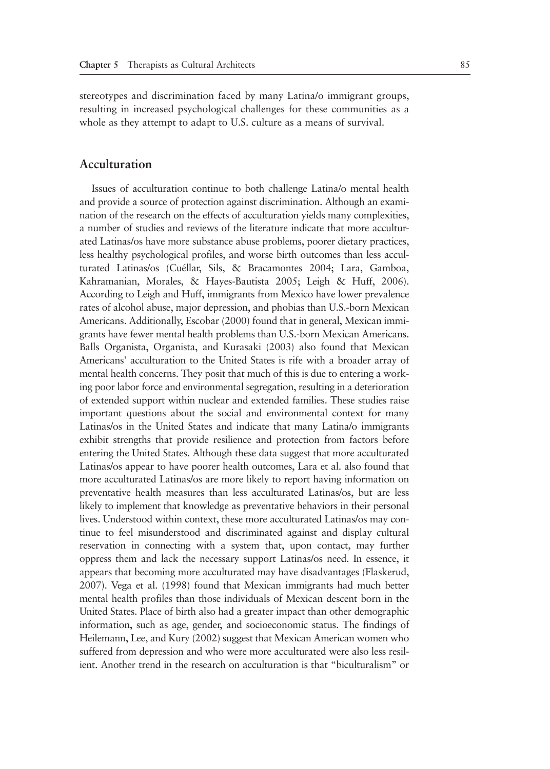stereotypes and discrimination faced by many Latina/o immigrant groups, resulting in increased psychological challenges for these communities as a whole as they attempt to adapt to U.S. culture as a means of survival.

## Acculturation

Issues of acculturation continue to both challenge Latina/o mental health and provide a source of protection against discrimination. Although an examination of the research on the effects of acculturation yields many complexities, a number of studies and reviews of the literature indicate that more acculturated Latinas/os have more substance abuse problems, poorer dietary practices, less healthy psychological profiles, and worse birth outcomes than less acculturated Latinas/os (Cuéllar, Sils, & Bracamontes 2004; Lara, Gamboa, Kahramanian, Morales, & Hayes-Bautista 2005; Leigh & Huff, 2006). According to Leigh and Huff, immigrants from Mexico have lower prevalence rates of alcohol abuse, major depression, and phobias than U.S.-born Mexican Americans. Additionally, Escobar (2000) found that in general, Mexican immigrants have fewer mental health problems than U.S.-born Mexican Americans. Balls Organista, Organista, and Kurasaki (2003) also found that Mexican Americans' acculturation to the United States is rife with a broader array of mental health concerns. They posit that much of this is due to entering a working poor labor force and environmental segregation, resulting in a deterioration of extended support within nuclear and extended families. These studies raise important questions about the social and environmental context for many Latinas/os in the United States and indicate that many Latina/o immigrants exhibit strengths that provide resilience and protection from factors before entering the United States. Although these data suggest that more acculturated Latinas/os appear to have poorer health outcomes, Lara et al. also found that more acculturated Latinas/os are more likely to report having information on preventative health measures than less acculturated Latinas/os, but are less likely to implement that knowledge as preventative behaviors in their personal lives. Understood within context, these more acculturated Latinas/os may continue to feel misunderstood and discriminated against and display cultural reservation in connecting with a system that, upon contact, may further oppress them and lack the necessary support Latinas/os need. In essence, it appears that becoming more acculturated may have disadvantages (Flaskerud, 2007). Vega et al. (1998) found that Mexican immigrants had much better mental health profiles than those individuals of Mexican descent born in the United States. Place of birth also had a greater impact than other demographic information, such as age, gender, and socioeconomic status. The findings of Heilemann, Lee, and Kury (2002) suggest that Mexican American women who suffered from depression and who were more acculturated were also less resilient. Another trend in the research on acculturation is that "biculturalism" or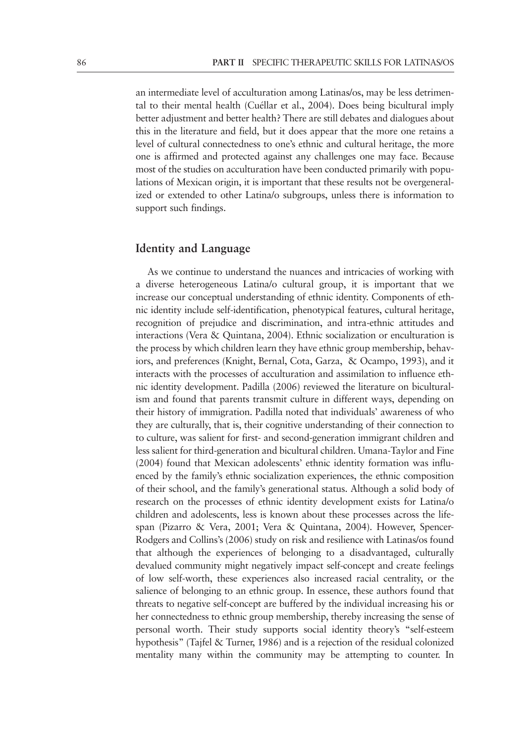an intermediate level of acculturation among Latinas/os, may be less detrimental to their mental health (Cuéllar et al., 2004). Does being bicultural imply better adjustment and better health? There are still debates and dialogues about this in the literature and field, but it does appear that the more one retains a level of cultural connectedness to one's ethnic and cultural heritage, the more one is affirmed and protected against any challenges one may face. Because most of the studies on acculturation have been conducted primarily with populations of Mexican origin, it is important that these results not be overgeneralized or extended to other Latina/o subgroups, unless there is information to support such findings.

## Identity and Language

As we continue to understand the nuances and intricacies of working with a diverse heterogeneous Latina/o cultural group, it is important that we increase our conceptual understanding of ethnic identity. Components of ethnic identity include self-identification, phenotypical features, cultural heritage, recognition of prejudice and discrimination, and intra-ethnic attitudes and interactions (Vera & Quintana, 2004). Ethnic socialization or enculturation is the process by which children learn they have ethnic group membership, behaviors, and preferences (Knight, Bernal, Cota, Garza, & Ocampo, 1993), and it interacts with the processes of acculturation and assimilation to influence ethnic identity development. Padilla (2006) reviewed the literature on biculturalism and found that parents transmit culture in different ways, depending on their history of immigration. Padilla noted that individuals' awareness of who they are culturally, that is, their cognitive understanding of their connection to to culture, was salient for first- and second-generation immigrant children and less salient for third-generation and bicultural children. Umana-Taylor and Fine (2004) found that Mexican adolescents' ethnic identity formation was influenced by the family's ethnic socialization experiences, the ethnic composition of their school, and the family's generational status. Although a solid body of research on the processes of ethnic identity development exists for Latina/o children and adolescents, less is known about these processes across the lifespan (Pizarro & Vera, 2001; Vera & Quintana, 2004). However, Spencer-Rodgers and Collins's (2006) study on risk and resilience with Latinas/os found that although the experiences of belonging to a disadvantaged, culturally devalued community might negatively impact self-concept and create feelings of low self-worth, these experiences also increased racial centrality, or the salience of belonging to an ethnic group. In essence, these authors found that threats to negative self-concept are buffered by the individual increasing his or her connectedness to ethnic group membership, thereby increasing the sense of personal worth. Their study supports social identity theory's "self-esteem hypothesis" (Tajfel & Turner, 1986) and is a rejection of the residual colonized mentality many within the community may be attempting to counter. In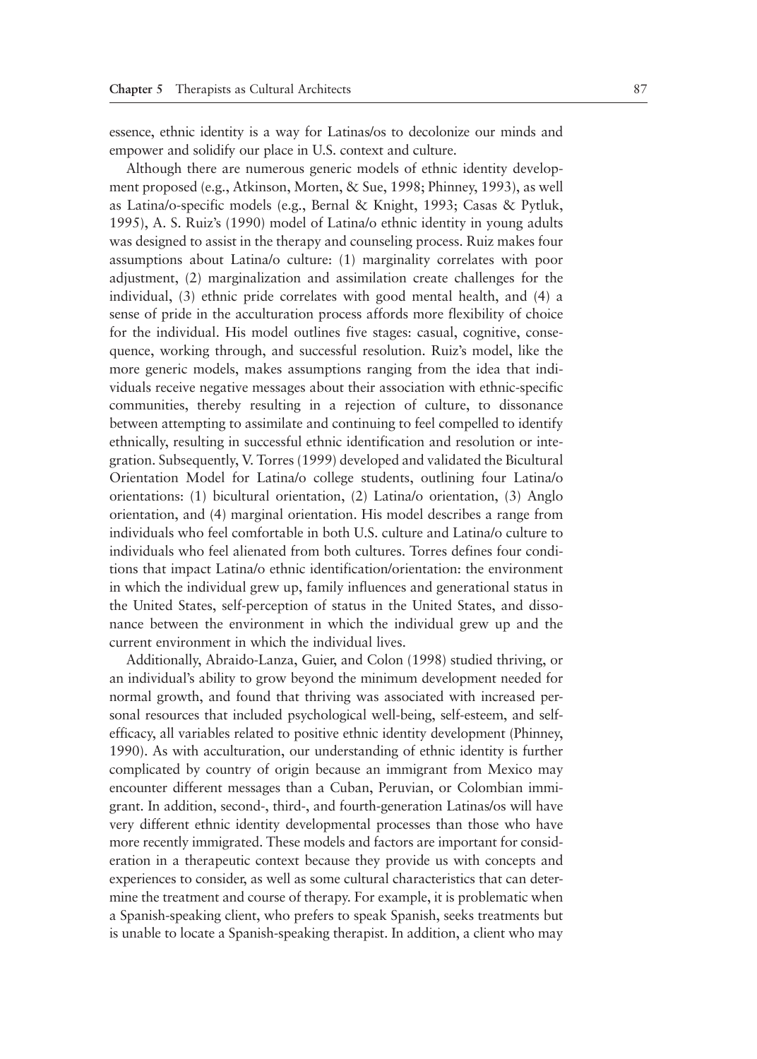essence, ethnic identity is a way for Latinas/os to decolonize our minds and empower and solidify our place in U.S. context and culture.

Although there are numerous generic models of ethnic identity development proposed (e.g., Atkinson, Morten, & Sue, 1998; Phinney, 1993), as well as Latina/o-specific models (e.g., Bernal & Knight, 1993; Casas & Pytluk, 1995), A. S. Ruiz's (1990) model of Latina/o ethnic identity in young adults was designed to assist in the therapy and counseling process. Ruiz makes four assumptions about Latina/o culture: (1) marginality correlates with poor adjustment, (2) marginalization and assimilation create challenges for the individual, (3) ethnic pride correlates with good mental health, and (4) a sense of pride in the acculturation process affords more flexibility of choice for the individual. His model outlines five stages: casual, cognitive, consequence, working through, and successful resolution. Ruiz's model, like the more generic models, makes assumptions ranging from the idea that individuals receive negative messages about their association with ethnic-specific communities, thereby resulting in a rejection of culture, to dissonance between attempting to assimilate and continuing to feel compelled to identify ethnically, resulting in successful ethnic identification and resolution or integration. Subsequently, V. Torres (1999) developed and validated the Bicultural Orientation Model for Latina/o college students, outlining four Latina/o orientations: (1) bicultural orientation, (2) Latina/o orientation, (3) Anglo orientation, and (4) marginal orientation. His model describes a range from individuals who feel comfortable in both U.S. culture and Latina/o culture to individuals who feel alienated from both cultures. Torres defines four conditions that impact Latina/o ethnic identification/orientation: the environment in which the individual grew up, family influences and generational status in the United States, self-perception of status in the United States, and dissonance between the environment in which the individual grew up and the current environment in which the individual lives.

Additionally, Abraido-Lanza, Guier, and Colon (1998) studied thriving, or an individual's ability to grow beyond the minimum development needed for normal growth, and found that thriving was associated with increased personal resources that included psychological well-being, self-esteem, and self-efficacy, all variables related to positive ethnic identity development (Phinney, 1990). As with acculturation, our understanding of ethnic identity is further complicated by country of origin because an immigrant from Mexico may encounter different messages than a Cuban, Peruvian, or Colombian immigrant. In addition, second-, third-, and fourth-generation Latinas/os will have very different ethnic identity developmental processes than those who have more recently immigrated. These models and factors are important for consideration in a therapeutic context because they provide us with concepts and experiences to consider, as well as some cultural characteristics that can determine the treatment and course of therapy. For example, it is problematic when a Spanish-speaking client, who prefers to speak Spanish, seeks treatments but is unable to locate a Spanish-speaking therapist. In addition, a client who may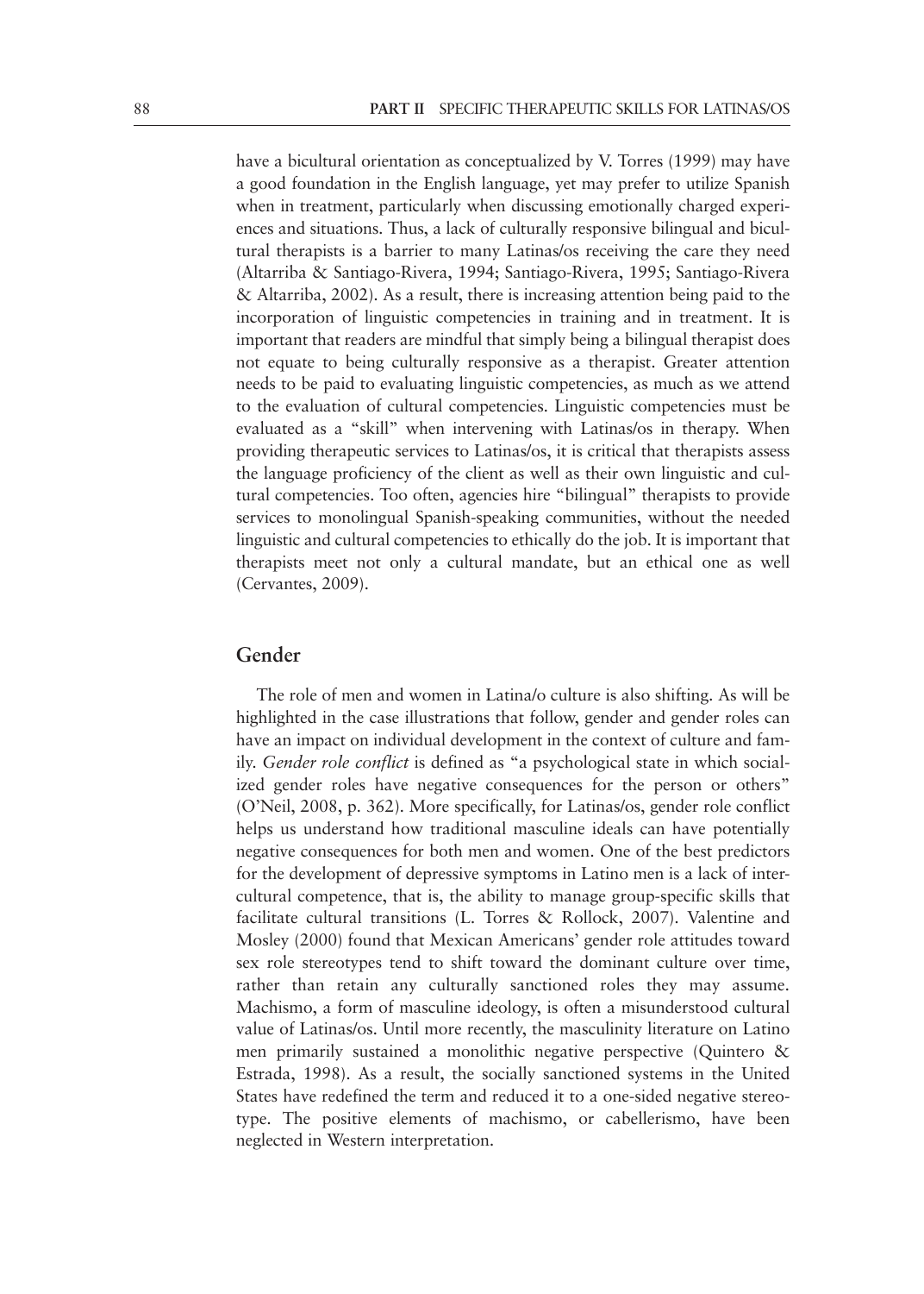have a bicultural orientation as conceptualized by V. Torres (1999) may have a good foundation in the English language, yet may prefer to utilize Spanish when in treatment, particularly when discussing emotionally charged experiences and situations. Thus, a lack of culturally responsive bilingual and bicultural therapists is a barrier to many Latinas/os receiving the care they need (Altarriba & Santiago-Rivera, 1994; Santiago-Rivera, 1995; Santiago-Rivera & Altarriba, 2002). As a result, there is increasing attention being paid to the incorporation of linguistic competencies in training and in treatment. It is important that readers are mindful that simply being a bilingual therapist does not equate to being culturally responsive as a therapist. Greater attention needs to be paid to evaluating linguistic competencies, as much as we attend to the evaluation of cultural competencies. Linguistic competencies must be evaluated as a "skill" when intervening with Latinas/os in therapy. When providing therapeutic services to Latinas/os, it is critical that therapists assess the language proficiency of the client as well as their own linguistic and cultural competencies. Too often, agencies hire "bilingual" therapists to provide services to monolingual Spanish-speaking communities, without the needed linguistic and cultural competencies to ethically do the job. It is important that therapists meet not only a cultural mandate, but an ethical one as well (Cervantes, 2009).

## Gender

The role of men and women in Latina/o culture is also shifting. As will be highlighted in the case illustrations that follow, gender and gender roles can have an impact on individual development in the context of culture and family. *Gender role conflict* is defined as "a psychological state in which socialized gender roles have negative consequences for the person or others" (O'Neil, 2008, p. 362). More specifically, for Latinas/os, gender role conflict helps us understand how traditional masculine ideals can have potentially negative consequences for both men and women. One of the best predictors for the development of depressive symptoms in Latino men is a lack of intercultural competence, that is, the ability to manage group-specific skills that facilitate cultural transitions (L. Torres & Rollock, 2007). Valentine and Mosley (2000) found that Mexican Americans' gender role attitudes toward sex role stereotypes tend to shift toward the dominant culture over time, rather than retain any culturally sanctioned roles they may assume. Machismo, a form of masculine ideology, is often a misunderstood cultural value of Latinas/os. Until more recently, the masculinity literature on Latino men primarily sustained a monolithic negative perspective (Quintero & Estrada, 1998). As a result, the socially sanctioned systems in the United States have redefined the term and reduced it to a one-sided negative stereotype. The positive elements of machismo, or cabellerismo, have been neglected in Western interpretation.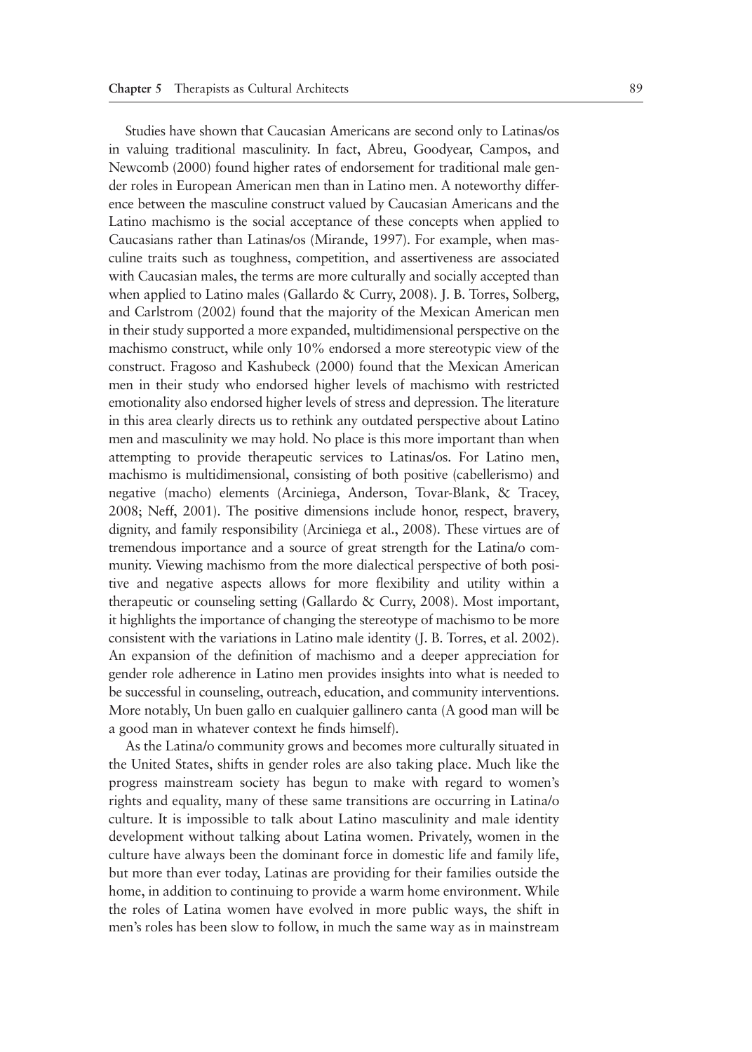Studies have shown that Caucasian Americans are second only to Latinas/os in valuing traditional masculinity. In fact, Abreu, Goodyear, Campos, and Newcomb (2000) found higher rates of endorsement for traditional male gender roles in European American men than in Latino men. A noteworthy difference between the masculine construct valued by Caucasian Americans and the Latino machismo is the social acceptance of these concepts when applied to Caucasians rather than Latinas/os (Mirande, 1997). For example, when masculine traits such as toughness, competition, and assertiveness are associated with Caucasian males, the terms are more culturally and socially accepted than when applied to Latino males (Gallardo & Curry, 2008). J. B. Torres, Solberg, and Carlstrom (2002) found that the majority of the Mexican American men in their study supported a more expanded, multidimensional perspective on the machismo construct, while only 10% endorsed a more stereotypic view of the construct. Fragoso and Kashubeck (2000) found that the Mexican American men in their study who endorsed higher levels of machismo with restricted emotionality also endorsed higher levels of stress and depression. The literature in this area clearly directs us to rethink any outdated perspective about Latino men and masculinity we may hold. No place is this more important than when attempting to provide therapeutic services to Latinas/os. For Latino men, machismo is multidimensional, consisting of both positive (cabellerismo) and negative (macho) elements (Arciniega, Anderson, Tovar-Blank, & Tracey, 2008; Neff, 2001). The positive dimensions include honor, respect, bravery, dignity, and family responsibility (Arciniega et al., 2008). These virtues are of tremendous importance and a source of great strength for the Latina/o community. Viewing machismo from the more dialectical perspective of both positive and negative aspects allows for more flexibility and utility within a therapeutic or counseling setting (Gallardo & Curry, 2008). Most important, it highlights the importance of changing the stereotype of machismo to be more consistent with the variations in Latino male identity (J. B. Torres, et al. 2002). An expansion of the definition of machismo and a deeper appreciation for gender role adherence in Latino men provides insights into what is needed to be successful in counseling, outreach, education, and community interventions. More notably, Un buen gallo en cualquier gallinero canta (A good man will be a good man in whatever context he finds himself).

As the Latina/o community grows and becomes more culturally situated in the United States, shifts in gender roles are also taking place. Much like the progress mainstream society has begun to make with regard to women's rights and equality, many of these same transitions are occurring in Latina/o culture. It is impossible to talk about Latino masculinity and male identity development without talking about Latina women. Privately, women in the culture have always been the dominant force in domestic life and family life, but more than ever today, Latinas are providing for their families outside the home, in addition to continuing to provide a warm home environment. While the roles of Latina women have evolved in more public ways, the shift in men's roles has been slow to follow, in much the same way as in mainstream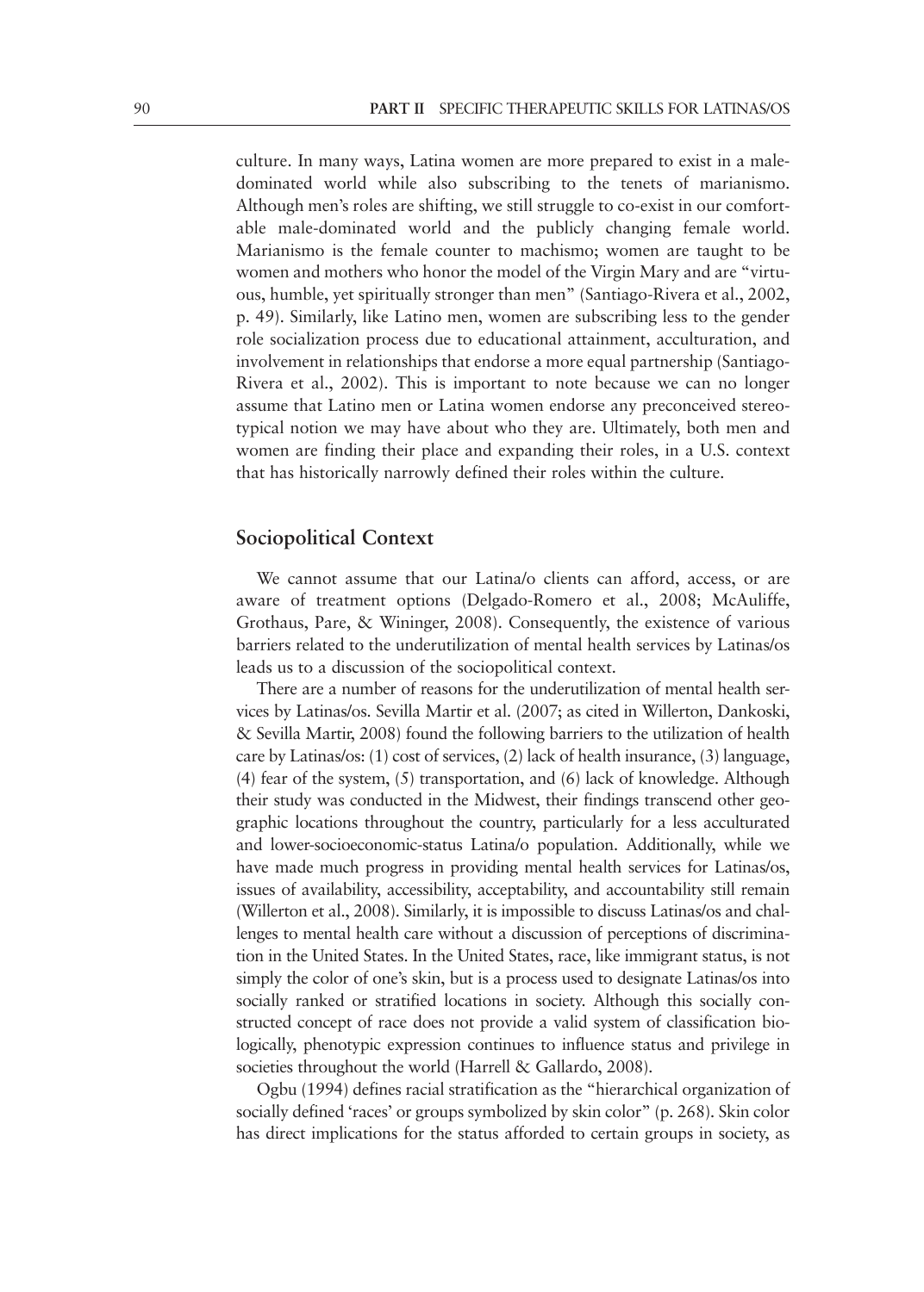culture. In many ways, Latina women are more prepared to exist in a male-dominated world while also subscribing to the tenets of marianismo. Although men's roles are shifting, we still struggle to co-exist in our comfortable male-dominated world and the publicly changing female world. Marianismo is the female counter to machismo; women are taught to be women and mothers who honor the model of the Virgin Mary and are "virtuous, humble, yet spiritually stronger than men" (Santiago-Rivera et al., 2002, p. 49). Similarly, like Latino men, women are subscribing less to the gender role socialization process due to educational attainment, acculturation, and involvement in relationships that endorse a more equal partnership (Santiago-Rivera et al., 2002). This is important to note because we can no longer assume that Latino men or Latina women endorse any preconceived stereotypical notion we may have about who they are. Ultimately, both men and women are finding their place and expanding their roles, in a U.S. context that has historically narrowly defined their roles within the culture.

## Sociopolitical Context

We cannot assume that our Latina/o clients can afford, access, or are aware of treatment options (Delgado-Romero et al., 2008; McAuliffe, Grothaus, Pare, & Wininger, 2008). Consequently, the existence of various barriers related to the underutilization of mental health services by Latinas/os leads us to a discussion of the sociopolitical context.

There are a number of reasons for the underutilization of mental health services by Latinas/os. Sevilla Martir et al. (2007; as cited in Willerton, Dankoski, & Sevilla Martir, 2008) found the following barriers to the utilization of health care by Latinas/os: (1) cost of services, (2) lack of health insurance, (3) language, (4) fear of the system, (5) transportation, and (6) lack of knowledge. Although their study was conducted in the Midwest, their findings transcend other geographic locations throughout the country, particularly for a less acculturated and lower-socioeconomic-status Latina/o population. Additionally, while we have made much progress in providing mental health services for Latinas/os, issues of availability, accessibility, acceptability, and accountability still remain (Willerton et al., 2008). Similarly, it is impossible to discuss Latinas/os and challenges to mental health care without a discussion of perceptions of discrimination in the United States. In the United States, race, like immigrant status, is not simply the color of one's skin, but is a process used to designate Latinas/os into socially ranked or stratified locations in society. Although this socially constructed concept of race does not provide a valid system of classification biologically, phenotypic expression continues to influence status and privilege in societies throughout the world (Harrell & Gallardo, 2008).

Ogbu (1994) defines racial stratification as the "hierarchical organization of socially defined 'races' or groups symbolized by skin color" (p. 268). Skin color has direct implications for the status afforded to certain groups in society, as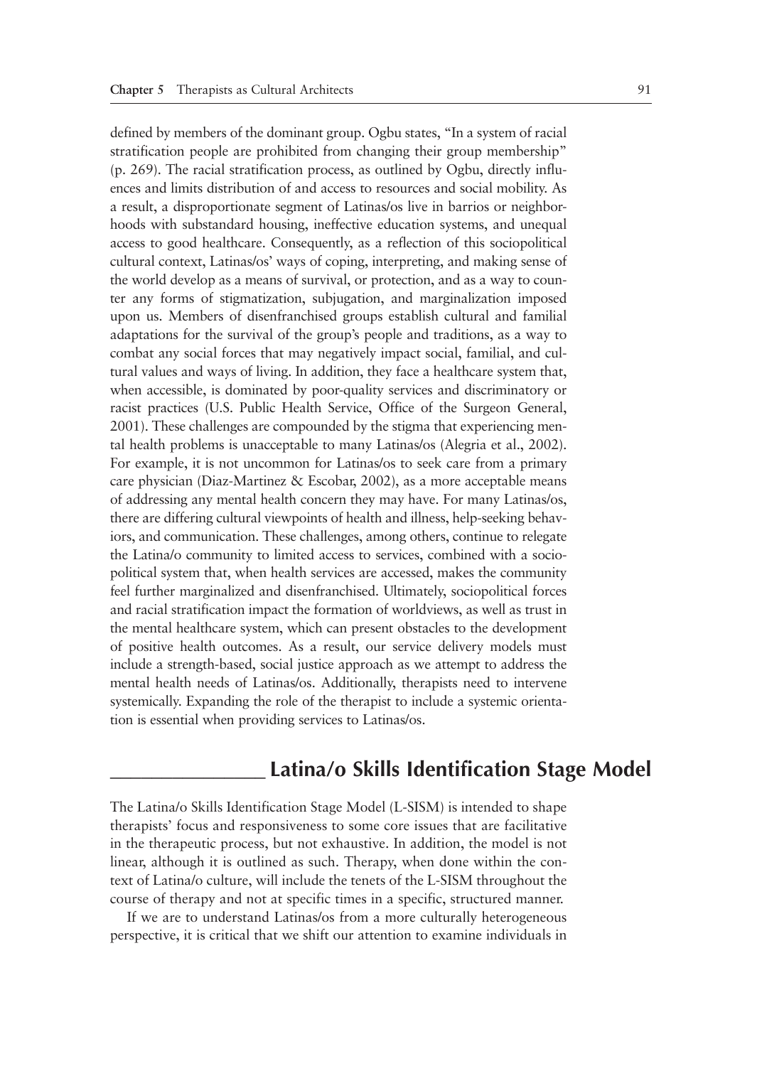defined by members of the dominant group. Ogbu states, "In a system of racial stratification people are prohibited from changing their group membership" (p. 269). The racial stratification process, as outlined by Ogbu, directly influences and limits distribution of and access to resources and social mobility. As a result, a disproportionate segment of Latinas/os live in barrios or neighborhoods with substandard housing, ineffective education systems, and unequal access to good healthcare. Consequently, as a reflection of this sociopolitical cultural context, Latinas/os' ways of coping, interpreting, and making sense of the world develop as a means of survival, or protection, and as a way to counter any forms of stigmatization, subjugation, and marginalization imposed upon us. Members of disenfranchised groups establish cultural and familial adaptations for the survival of the group's people and traditions, as a way to combat any social forces that may negatively impact social, familial, and cultural values and ways of living. In addition, they face a healthcare system that, when accessible, is dominated by poor-quality services and discriminatory or racist practices (U.S. Public Health Service, Office of the Surgeon General, 2001). These challenges are compounded by the stigma that experiencing mental health problems is unacceptable to many Latinas/os (Alegria et al., 2002). For example, it is not uncommon for Latinas/os to seek care from a primary care physician (Diaz-Martinez & Escobar, 2002), as a more acceptable means of addressing any mental health concern they may have. For many Latinas/os, there are differing cultural viewpoints of health and illness, help-seeking behaviors, and communication. These challenges, among others, continue to relegate the Latina/o community to limited access to services, combined with a sociopolitical system that, when health services are accessed, makes the community feel further marginalized and disenfranchised. Ultimately, sociopolitical forces and racial stratification impact the formation of worldviews, as well as trust in the mental healthcare system, which can present obstacles to the development of positive health outcomes. As a result, our service delivery models must include a strength-based, social justice approach as we attempt to address the mental health needs of Latinas/os. Additionally, therapists need to intervene systemically. Expanding the role of the therapist to include a systemic orientation is essential when providing services to Latinas/os.

## Latina/o Skills Identification Stage Model

The Latina/o Skills Identification Stage Model (L-SISM) is intended to shape therapists' focus and responsiveness to some core issues that are facilitative in the therapeutic process, but not exhaustive. In addition, the model is not linear, although it is outlined as such. Therapy, when done within the context of Latina/o culture, will include the tenets of the L-SISM throughout the course of therapy and not at specific times in a specific, structured manner.

If we are to understand Latinas/os from a more culturally heterogeneous perspective, it is critical that we shift our attention to examine individuals in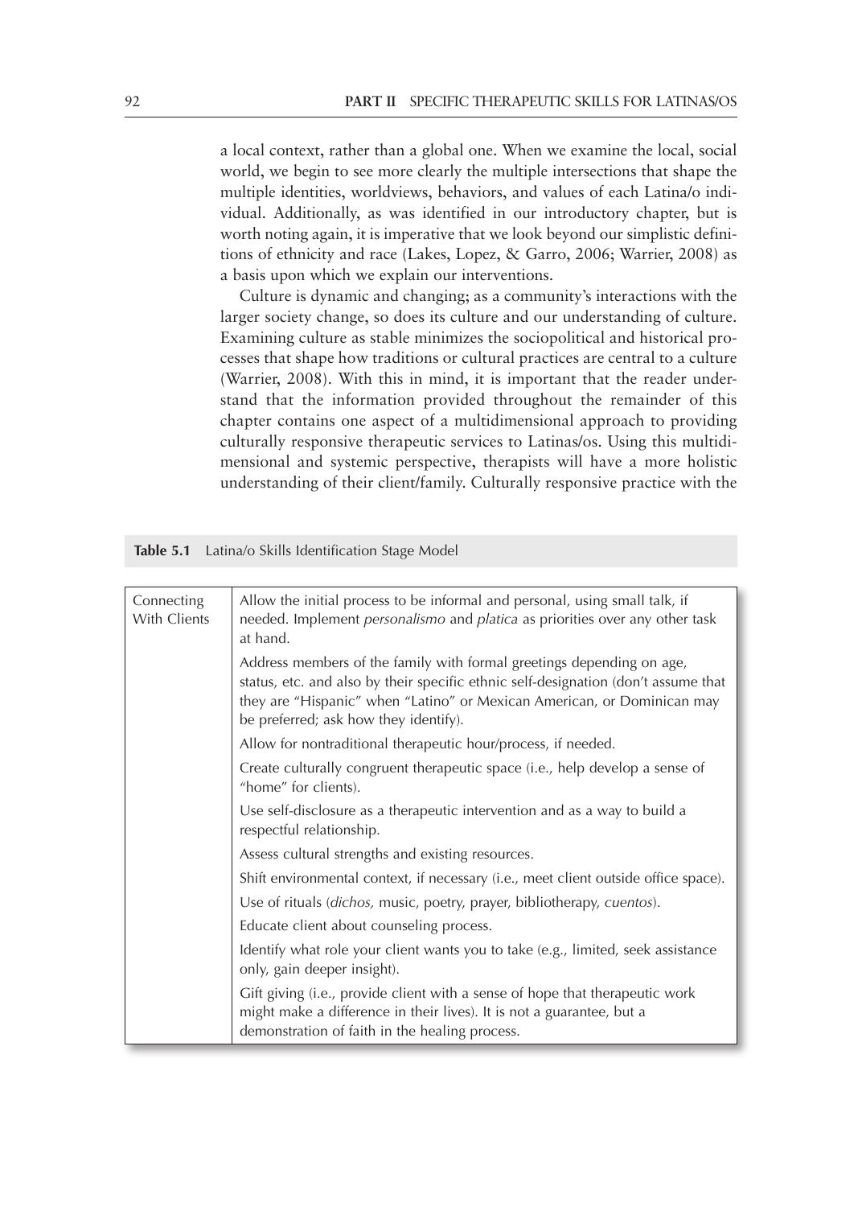a local context, rather than a global one. When we examine the local, social world, we begin to see more clearly the multiple intersections that shape the multiple identities, worldviews, behaviors, and values of each Latina/o individual. Additionally, as was identified in our introductory chapter, but is worth noting again, it is imperative that we look beyond our simplistic definitions of ethnicity and race (Lakes, Lopez, & Garro, 2006; Warrier, 2008) as a basis upon which we explain our interventions.

Culture is dynamic and changing; as a community's interactions with the larger society change, so does its culture and our understanding of culture. Examining culture as stable minimizes the sociopolitical and historical processes that shape how traditions or cultural practices are central to a culture (Warrier, 2008). With this in mind, it is important that the reader understand that the information provided throughout the remainder of this chapter contains one aspect of a multidimensional approach to providing culturally responsive therapeutic services to Latinas/os. Using this multidimensional and systemic perspective, therapists will have a more holistic understanding of their client/family. Culturally responsive practice with the

**Table 5.1** Latina/o Skills Identification Stage Model

| | |
|---|---|
| Connecting With Clients | Allow the initial process to be informal and personal, using small talk, if needed. Implement *personalismo* and *platica* as priorities over any other task at hand. |
| | Address members of the family with formal greetings depending on age, status, etc. and also by their specific ethnic self-designation (don't assume that they are "Hispanic" when "Latino" or Mexican American, or Dominican may be preferred; ask how they identify). |
| | Allow for nontraditional therapeutic hour/process, if needed. |
| | Create culturally congruent therapeutic space (i.e., help develop a sense of "home" for clients). |
| | Use self-disclosure as a therapeutic intervention and as a way to build a respectful relationship. |
| | Assess cultural strengths and existing resources. |
| | Shift environmental context, if necessary (i.e., meet client outside office space). |
| | Use of rituals (*dichos,* music, poetry, prayer, bibliotherapy, *cuentos*). |
| | Educate client about counseling process. |
| | Identify what role your client wants you to take (e.g., limited, seek assistance only, gain deeper insight). |
| | Gift giving (i.e., provide client with a sense of hope that therapeutic work might make a difference in their lives). It is not a guarantee, but a demonstration of faith in the healing process. |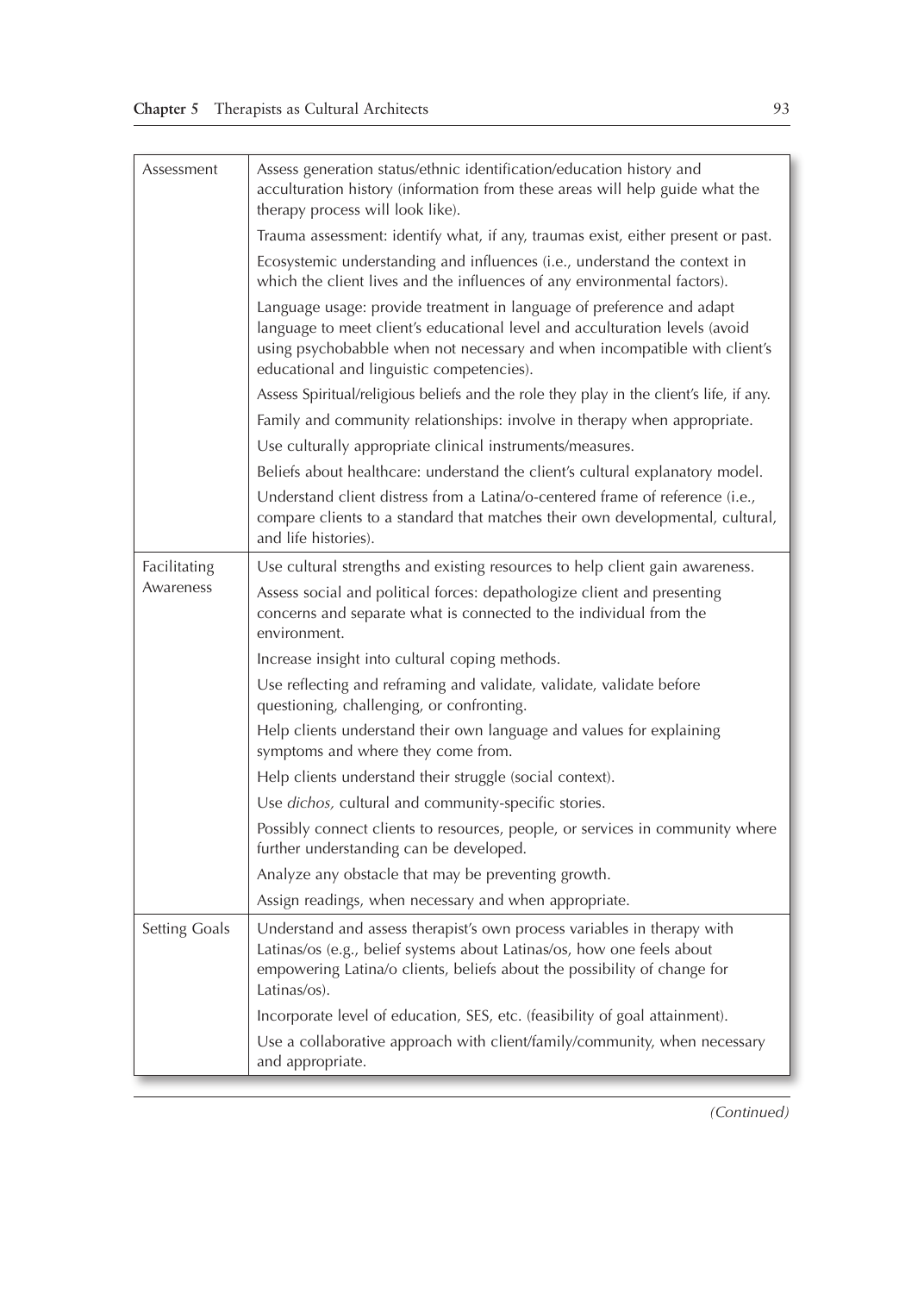| | |
|---|---|
| Assessment | Assess generation status/ethnic identification/education history and acculturation history (information from these areas will help guide what the therapy process will look like). |
| | Trauma assessment: identify what, if any, traumas exist, either present or past. |
| | Ecosystemic understanding and influences (i.e., understand the context in which the client lives and the influences of any environmental factors). |
| | Language usage: provide treatment in language of preference and adapt language to meet client's educational level and acculturation levels (avoid using psychobabble when not necessary and when incompatible with client's educational and linguistic competencies). |
| | Assess Spiritual/religious beliefs and the role they play in the client's life, if any. |
| | Family and community relationships: involve in therapy when appropriate. |
| | Use culturally appropriate clinical instruments/measures. |
| | Beliefs about healthcare: understand the client's cultural explanatory model. |
| | Understand client distress from a Latina/o-centered frame of reference (i.e., compare clients to a standard that matches their own developmental, cultural, and life histories). |
| Facilitating Awareness | Use cultural strengths and existing resources to help client gain awareness. |
| | Assess social and political forces: depathologize client and presenting concerns and separate what is connected to the individual from the environment. |
| | Increase insight into cultural coping methods. |
| | Use reflecting and reframing and validate, validate, validate before questioning, challenging, or confronting. |
| | Help clients understand their own language and values for explaining symptoms and where they come from. |
| | Help clients understand their struggle (social context). |
| | Use *dichos,* cultural and community-specific stories. |
| | Possibly connect clients to resources, people, or services in community where further understanding can be developed. |
| | Analyze any obstacle that may be preventing growth. |
| | Assign readings, when necessary and when appropriate. |
| Setting Goals | Understand and assess therapist's own process variables in therapy with Latinas/os (e.g., belief systems about Latinas/os, how one feels about empowering Latina/o clients, beliefs about the possibility of change for Latinas/os). |
| | Incorporate level of education, SES, etc. (feasibility of goal attainment). |
| | Use a collaborative approach with client/family/community, when necessary and appropriate. |

*(Continued)*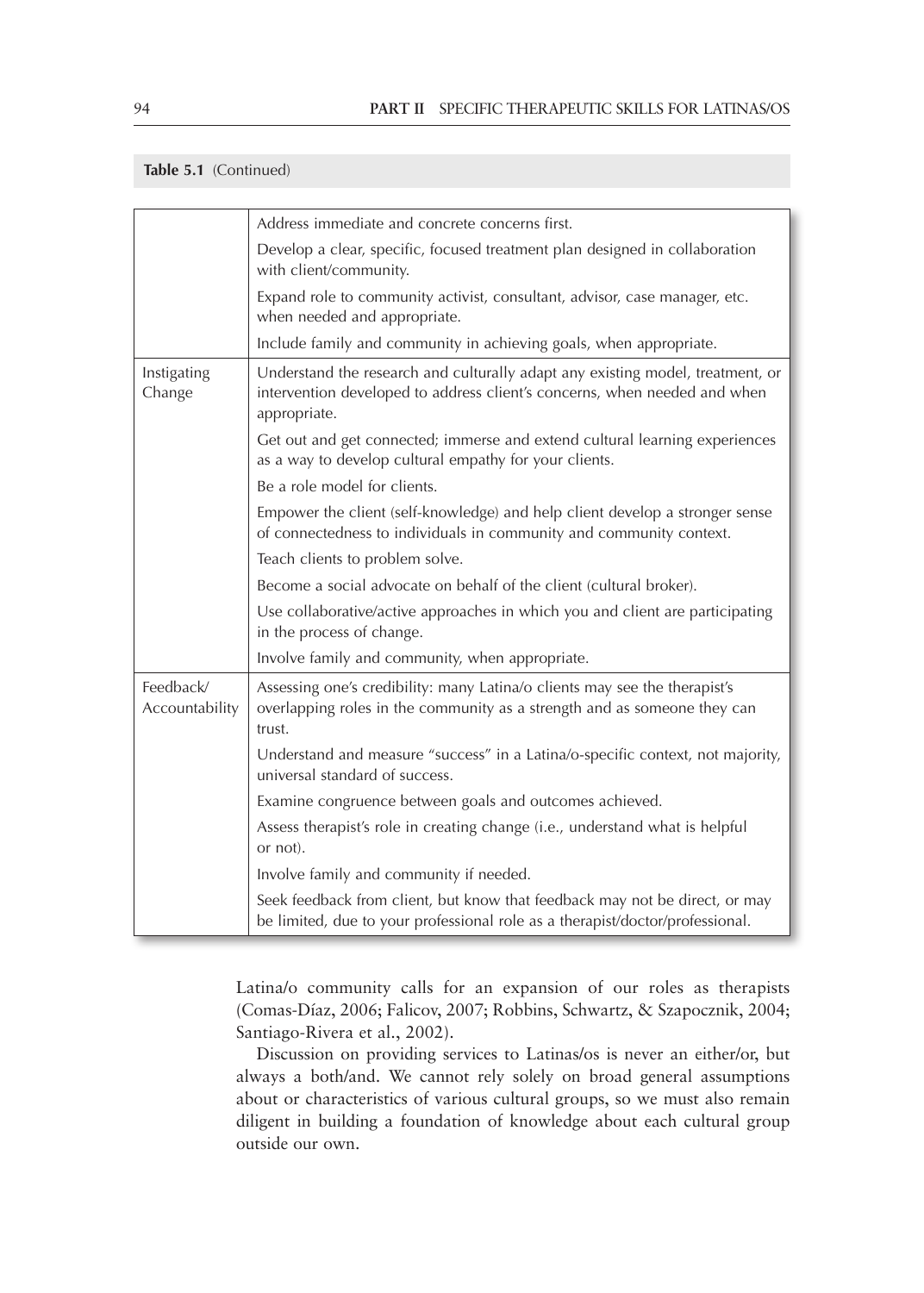**Table 5.1** (Continued)

| | |
|---|---|
| | Address immediate and concrete concerns first. |
| | Develop a clear, specific, focused treatment plan designed in collaboration with client/community. |
| | Expand role to community activist, consultant, advisor, case manager, etc. when needed and appropriate. |
| | Include family and community in achieving goals, when appropriate. |
| Instigating Change | Understand the research and culturally adapt any existing model, treatment, or intervention developed to address client's concerns, when needed and when appropriate. |
| | Get out and get connected; immerse and extend cultural learning experiences as a way to develop cultural empathy for your clients. |
| | Be a role model for clients. |
| | Empower the client (self-knowledge) and help client develop a stronger sense of connectedness to individuals in community and community context. |
| | Teach clients to problem solve. |
| | Become a social advocate on behalf of the client (cultural broker). |
| | Use collaborative/active approaches in which you and client are participating in the process of change. |
| | Involve family and community, when appropriate. |
| Feedback/ Accountability | Assessing one's credibility: many Latina/o clients may see the therapist's overlapping roles in the community as a strength and as someone they can trust. |
| | Understand and measure "success" in a Latina/o-specific context, not majority, universal standard of success. |
| | Examine congruence between goals and outcomes achieved. |
| | Assess therapist's role in creating change (i.e., understand what is helpful or not). |
| | Involve family and community if needed. |
| | Seek feedback from client, but know that feedback may not be direct, or may be limited, due to your professional role as a therapist/doctor/professional. |

Latina/o community calls for an expansion of our roles as therapists (Comas-Díaz, 2006; Falicov, 2007; Robbins, Schwartz, & Szapocznik, 2004; Santiago-Rivera et al., 2002).

Discussion on providing services to Latinas/os is never an either/or, but always a both/and. We cannot rely solely on broad general assumptions about or characteristics of various cultural groups, so we must also remain diligent in building a foundation of knowledge about each cultural group outside our own.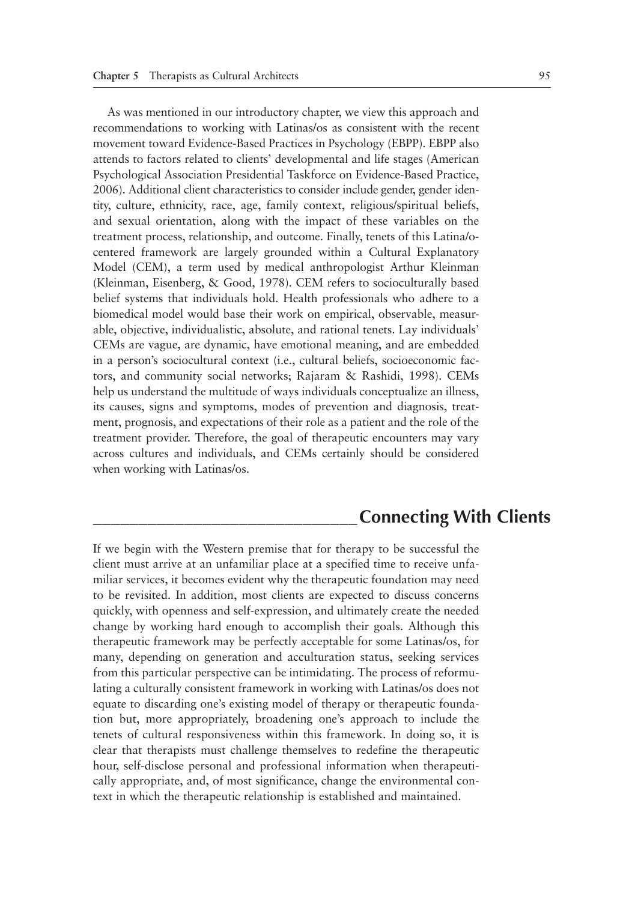As was mentioned in our introductory chapter, we view this approach and recommendations to working with Latinas/os as consistent with the recent movement toward Evidence-Based Practices in Psychology (EBPP). EBPP also attends to factors related to clients' developmental and life stages (American Psychological Association Presidential Taskforce on Evidence-Based Practice, 2006). Additional client characteristics to consider include gender, gender identity, culture, ethnicity, race, age, family context, religious/spiritual beliefs, and sexual orientation, along with the impact of these variables on the treatment process, relationship, and outcome. Finally, tenets of this Latina/o-centered framework are largely grounded within a Cultural Explanatory Model (CEM), a term used by medical anthropologist Arthur Kleinman (Kleinman, Eisenberg, & Good, 1978). CEM refers to socioculturally based belief systems that individuals hold. Health professionals who adhere to a biomedical model would base their work on empirical, observable, measurable, objective, individualistic, absolute, and rational tenets. Lay individuals' CEMs are vague, are dynamic, have emotional meaning, and are embedded in a person's sociocultural context (i.e., cultural beliefs, socioeconomic factors, and community social networks; Rajaram & Rashidi, 1998). CEMs help us understand the multitude of ways individuals conceptualize an illness, its causes, signs and symptoms, modes of prevention and diagnosis, treatment, prognosis, and expectations of their role as a patient and the role of the treatment provider. Therefore, the goal of therapeutic encounters may vary across cultures and individuals, and CEMs certainly should be considered when working with Latinas/os.

## Connecting With Clients

If we begin with the Western premise that for therapy to be successful the client must arrive at an unfamiliar place at a specified time to receive unfamiliar services, it becomes evident why the therapeutic foundation may need to be revisited. In addition, most clients are expected to discuss concerns quickly, with openness and self-expression, and ultimately create the needed change by working hard enough to accomplish their goals. Although this therapeutic framework may be perfectly acceptable for some Latinas/os, for many, depending on generation and acculturation status, seeking services from this particular perspective can be intimidating. The process of reformulating a culturally consistent framework in working with Latinas/os does not equate to discarding one's existing model of therapy or therapeutic foundation but, more appropriately, broadening one's approach to include the tenets of cultural responsiveness within this framework. In doing so, it is clear that therapists must challenge themselves to redefine the therapeutic hour, self-disclose personal and professional information when therapeutically appropriate, and, of most significance, change the environmental context in which the therapeutic relationship is established and maintained.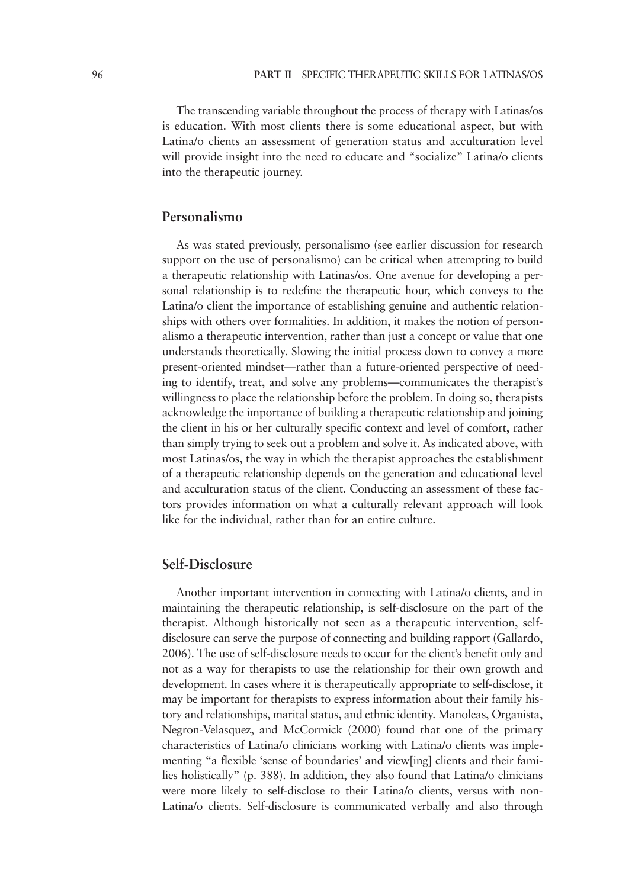The transcending variable throughout the process of therapy with Latinas/os is education. With most clients there is some educational aspect, but with Latina/o clients an assessment of generation status and acculturation level will provide insight into the need to educate and "socialize" Latina/o clients into the therapeutic journey.

## Personalismo

As was stated previously, personalismo (see earlier discussion for research support on the use of personalismo) can be critical when attempting to build a therapeutic relationship with Latinas/os. One avenue for developing a personal relationship is to redefine the therapeutic hour, which conveys to the Latina/o client the importance of establishing genuine and authentic relationships with others over formalities. In addition, it makes the notion of personalismo a therapeutic intervention, rather than just a concept or value that one understands theoretically. Slowing the initial process down to convey a more present-oriented mindset—rather than a future-oriented perspective of needing to identify, treat, and solve any problems—communicates the therapist's willingness to place the relationship before the problem. In doing so, therapists acknowledge the importance of building a therapeutic relationship and joining the client in his or her culturally specific context and level of comfort, rather than simply trying to seek out a problem and solve it. As indicated above, with most Latinas/os, the way in which the therapist approaches the establishment of a therapeutic relationship depends on the generation and educational level and acculturation status of the client. Conducting an assessment of these factors provides information on what a culturally relevant approach will look like for the individual, rather than for an entire culture.

## Self-Disclosure

Another important intervention in connecting with Latina/o clients, and in maintaining the therapeutic relationship, is self-disclosure on the part of the therapist. Although historically not seen as a therapeutic intervention, self-disclosure can serve the purpose of connecting and building rapport (Gallardo, 2006). The use of self-disclosure needs to occur for the client's benefit only and not as a way for therapists to use the relationship for their own growth and development. In cases where it is therapeutically appropriate to self-disclose, it may be important for therapists to express information about their family history and relationships, marital status, and ethnic identity. Manoleas, Organista, Negron-Velasquez, and McCormick (2000) found that one of the primary characteristics of Latina/o clinicians working with Latina/o clients was implementing "a flexible 'sense of boundaries' and view[ing] clients and their families holistically" (p. 388). In addition, they also found that Latina/o clinicians were more likely to self-disclose to their Latina/o clients, versus with non-Latina/o clients. Self-disclosure is communicated verbally and also through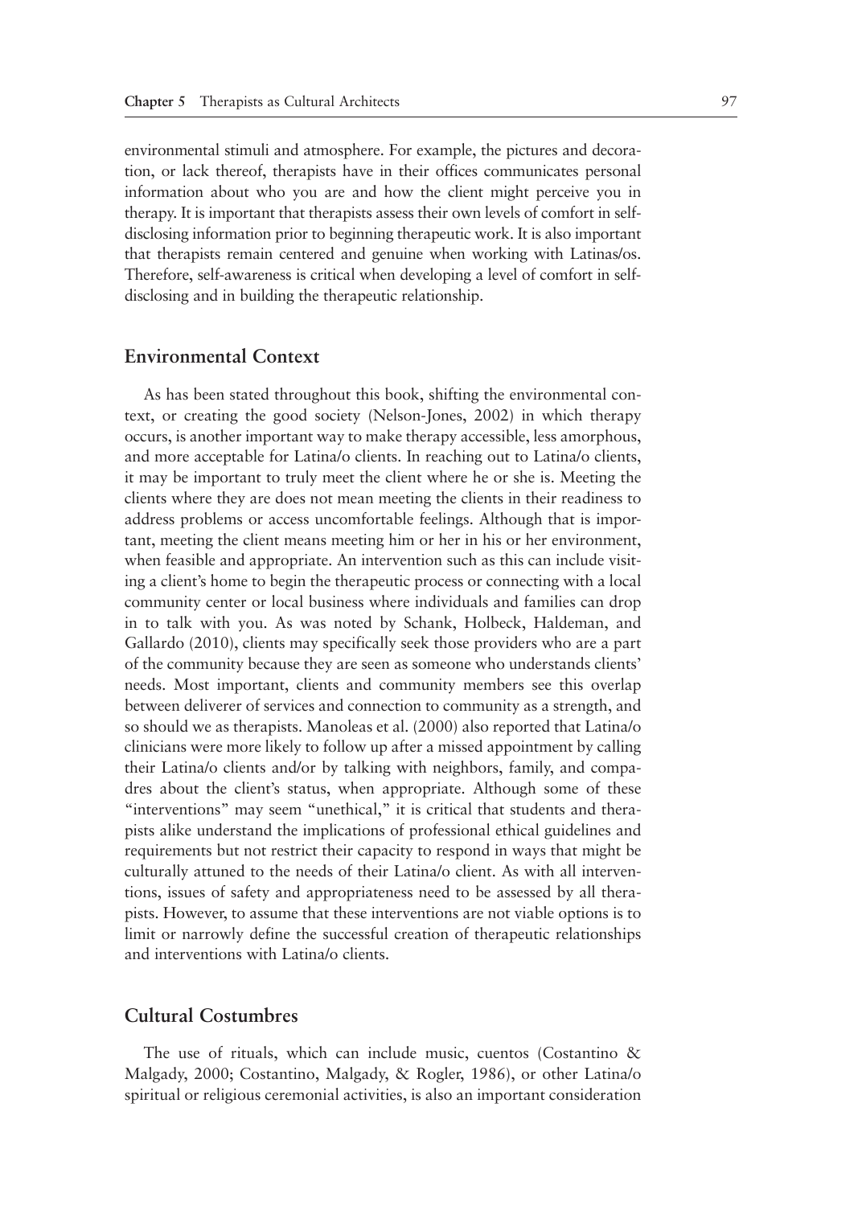environmental stimuli and atmosphere. For example, the pictures and decoration, or lack thereof, therapists have in their offices communicates personal information about who you are and how the client might perceive you in therapy. It is important that therapists assess their own levels of comfort in self-disclosing information prior to beginning therapeutic work. It is also important that therapists remain centered and genuine when working with Latinas/os. Therefore, self-awareness is critical when developing a level of comfort in self-disclosing and in building the therapeutic relationship.

## Environmental Context

As has been stated throughout this book, shifting the environmental context, or creating the good society (Nelson-Jones, 2002) in which therapy occurs, is another important way to make therapy accessible, less amorphous, and more acceptable for Latina/o clients. In reaching out to Latina/o clients, it may be important to truly meet the client where he or she is. Meeting the clients where they are does not mean meeting the clients in their readiness to address problems or access uncomfortable feelings. Although that is important, meeting the client means meeting him or her in his or her environment, when feasible and appropriate. An intervention such as this can include visiting a client's home to begin the therapeutic process or connecting with a local community center or local business where individuals and families can drop in to talk with you. As was noted by Schank, Holbeck, Haldeman, and Gallardo (2010), clients may specifically seek those providers who are a part of the community because they are seen as someone who understands clients' needs. Most important, clients and community members see this overlap between deliverer of services and connection to community as a strength, and so should we as therapists. Manoleas et al. (2000) also reported that Latina/o clinicians were more likely to follow up after a missed appointment by calling their Latina/o clients and/or by talking with neighbors, family, and compadres about the client's status, when appropriate. Although some of these "interventions" may seem "unethical," it is critical that students and therapists alike understand the implications of professional ethical guidelines and requirements but not restrict their capacity to respond in ways that might be culturally attuned to the needs of their Latina/o client. As with all interventions, issues of safety and appropriateness need to be assessed by all therapists. However, to assume that these interventions are not viable options is to limit or narrowly define the successful creation of therapeutic relationships and interventions with Latina/o clients.

## Cultural Costumbres

The use of rituals, which can include music, cuentos (Costantino & Malgady, 2000; Costantino, Malgady, & Rogler, 1986), or other Latina/o spiritual or religious ceremonial activities, is also an important consideration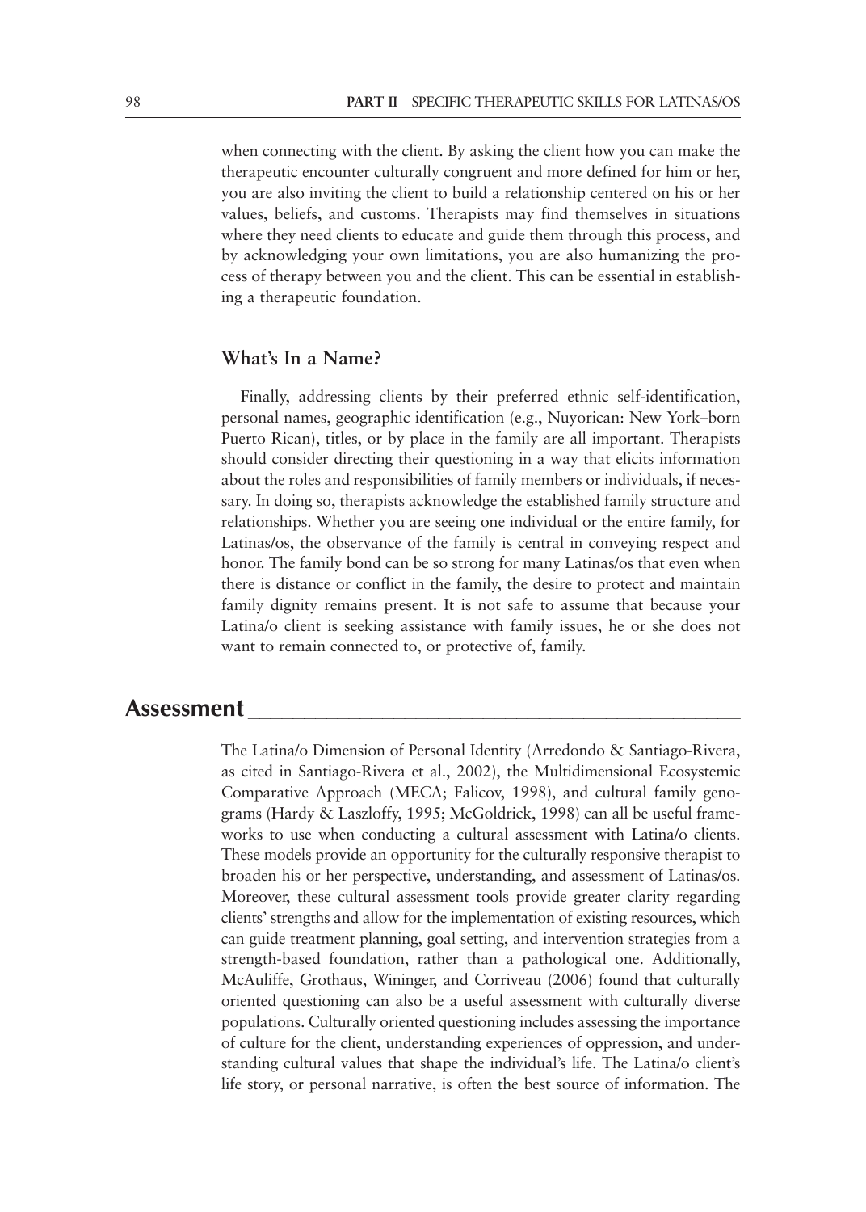when connecting with the client. By asking the client how you can make the therapeutic encounter culturally congruent and more defined for him or her, you are also inviting the client to build a relationship centered on his or her values, beliefs, and customs. Therapists may find themselves in situations where they need clients to educate and guide them through this process, and by acknowledging your own limitations, you are also humanizing the process of therapy between you and the client. This can be essential in establishing a therapeutic foundation.

### What's In a Name?

Finally, addressing clients by their preferred ethnic self-identification, personal names, geographic identification (e.g., Nuyorican: New York–born Puerto Rican), titles, or by place in the family are all important. Therapists should consider directing their questioning in a way that elicits information about the roles and responsibilities of family members or individuals, if necessary. In doing so, therapists acknowledge the established family structure and relationships. Whether you are seeing one individual or the entire family, for Latinas/os, the observance of the family is central in conveying respect and honor. The family bond can be so strong for many Latinas/os that even when there is distance or conflict in the family, the desire to protect and maintain family dignity remains present. It is not safe to assume that because your Latina/o client is seeking assistance with family issues, he or she does not want to remain connected to, or protective of, family.

## Assessment

The Latina/o Dimension of Personal Identity (Arredondo & Santiago-Rivera, as cited in Santiago-Rivera et al., 2002), the Multidimensional Ecosystemic Comparative Approach (MECA; Falicov, 1998), and cultural family genograms (Hardy & Laszloffy, 1995; McGoldrick, 1998) can all be useful frameworks to use when conducting a cultural assessment with Latina/o clients. These models provide an opportunity for the culturally responsive therapist to broaden his or her perspective, understanding, and assessment of Latinas/os. Moreover, these cultural assessment tools provide greater clarity regarding clients' strengths and allow for the implementation of existing resources, which can guide treatment planning, goal setting, and intervention strategies from a strength-based foundation, rather than a pathological one. Additionally, McAuliffe, Grothaus, Wininger, and Corriveau (2006) found that culturally oriented questioning can also be a useful assessment with culturally diverse populations. Culturally oriented questioning includes assessing the importance of culture for the client, understanding experiences of oppression, and understanding cultural values that shape the individual's life. The Latina/o client's life story, or personal narrative, is often the best source of information. The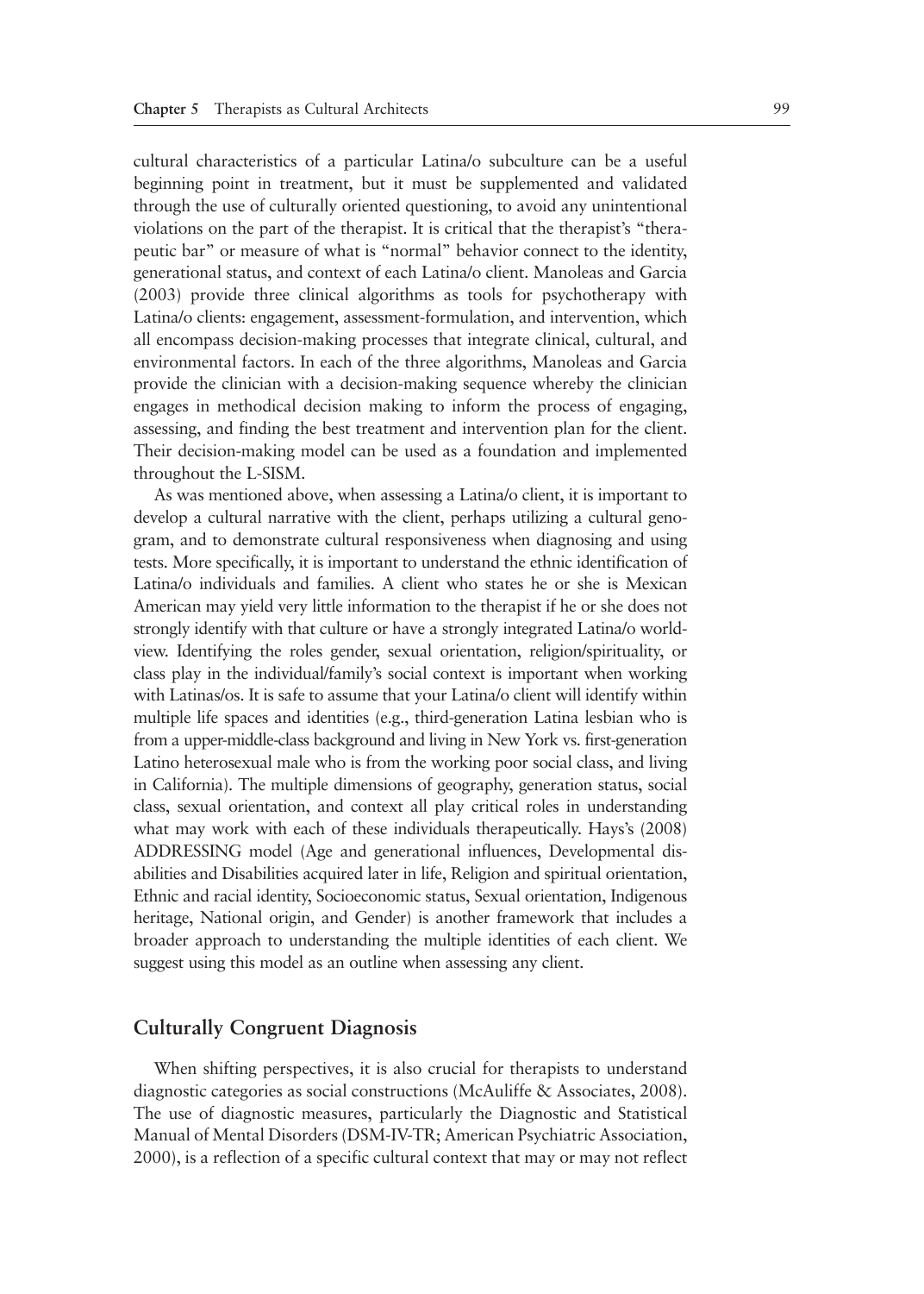cultural characteristics of a particular Latina/o subculture can be a useful beginning point in treatment, but it must be supplemented and validated through the use of culturally oriented questioning, to avoid any unintentional violations on the part of the therapist. It is critical that the therapist's "therapeutic bar" or measure of what is "normal" behavior connect to the identity, generational status, and context of each Latina/o client. Manoleas and Garcia (2003) provide three clinical algorithms as tools for psychotherapy with Latina/o clients: engagement, assessment-formulation, and intervention, which all encompass decision-making processes that integrate clinical, cultural, and environmental factors. In each of the three algorithms, Manoleas and Garcia provide the clinician with a decision-making sequence whereby the clinician engages in methodical decision making to inform the process of engaging, assessing, and finding the best treatment and intervention plan for the client. Their decision-making model can be used as a foundation and implemented throughout the L-SISM.

As was mentioned above, when assessing a Latina/o client, it is important to develop a cultural narrative with the client, perhaps utilizing a cultural genogram, and to demonstrate cultural responsiveness when diagnosing and using tests. More specifically, it is important to understand the ethnic identification of Latina/o individuals and families. A client who states he or she is Mexican American may yield very little information to the therapist if he or she does not strongly identify with that culture or have a strongly integrated Latina/o worldview. Identifying the roles gender, sexual orientation, religion/spirituality, or class play in the individual/family's social context is important when working with Latinas/os. It is safe to assume that your Latina/o client will identify within multiple life spaces and identities (e.g., third-generation Latina lesbian who is from a upper-middle-class background and living in New York vs. first-generation Latino heterosexual male who is from the working poor social class, and living in California). The multiple dimensions of geography, generation status, social class, sexual orientation, and context all play critical roles in understanding what may work with each of these individuals therapeutically. Hays's (2008) ADDRESSING model (Age and generational influences, Developmental disabilities and Disabilities acquired later in life, Religion and spiritual orientation, Ethnic and racial identity, Socioeconomic status, Sexual orientation, Indigenous heritage, National origin, and Gender) is another framework that includes a broader approach to understanding the multiple identities of each client. We suggest using this model as an outline when assessing any client.

## Culturally Congruent Diagnosis

When shifting perspectives, it is also crucial for therapists to understand diagnostic categories as social constructions (McAuliffe & Associates, 2008). The use of diagnostic measures, particularly the Diagnostic and Statistical Manual of Mental Disorders (DSM-IV-TR; American Psychiatric Association, 2000), is a reflection of a specific cultural context that may or may not reflect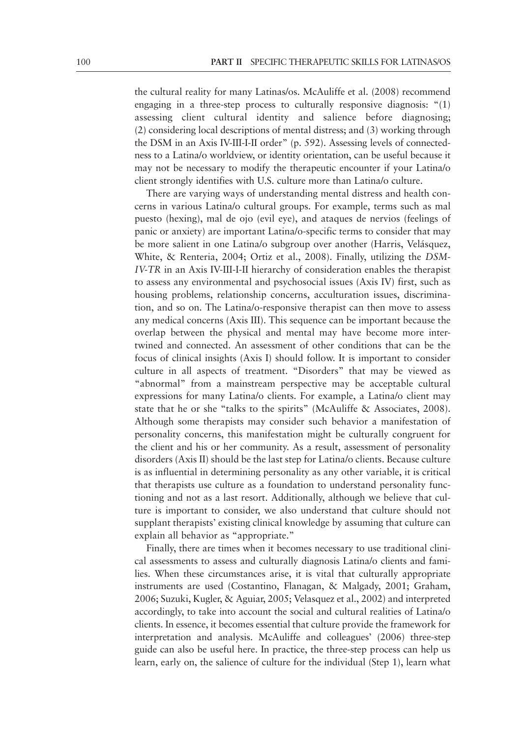the cultural reality for many Latinas/os. McAuliffe et al. (2008) recommend engaging in a three-step process to culturally responsive diagnosis: "(1) assessing client cultural identity and salience before diagnosing; (2) considering local descriptions of mental distress; and (3) working through the DSM in an Axis IV-III-I-II order" (p. 592). Assessing levels of connectedness to a Latina/o worldview, or identity orientation, can be useful because it may not be necessary to modify the therapeutic encounter if your Latina/o client strongly identifies with U.S. culture more than Latina/o culture.

There are varying ways of understanding mental distress and health concerns in various Latina/o cultural groups. For example, terms such as mal puesto (hexing), mal de ojo (evil eye), and ataques de nervios (feelings of panic or anxiety) are important Latina/o-specific terms to consider that may be more salient in one Latina/o subgroup over another (Harris, Velásquez, White, & Renteria, 2004; Ortiz et al., 2008). Finally, utilizing the *DSM-IV-TR* in an Axis IV-III-I-II hierarchy of consideration enables the therapist to assess any environmental and psychosocial issues (Axis IV) first, such as housing problems, relationship concerns, acculturation issues, discrimination, and so on. The Latina/o-responsive therapist can then move to assess any medical concerns (Axis III). This sequence can be important because the overlap between the physical and mental may have become more intertwined and connected. An assessment of other conditions that can be the focus of clinical insights (Axis I) should follow. It is important to consider culture in all aspects of treatment. "Disorders" that may be viewed as "abnormal" from a mainstream perspective may be acceptable cultural expressions for many Latina/o clients. For example, a Latina/o client may state that he or she "talks to the spirits" (McAuliffe & Associates, 2008). Although some therapists may consider such behavior a manifestation of personality concerns, this manifestation might be culturally congruent for the client and his or her community. As a result, assessment of personality disorders (Axis II) should be the last step for Latina/o clients. Because culture is as influential in determining personality as any other variable, it is critical that therapists use culture as a foundation to understand personality functioning and not as a last resort. Additionally, although we believe that culture is important to consider, we also understand that culture should not supplant therapists' existing clinical knowledge by assuming that culture can explain all behavior as "appropriate."

Finally, there are times when it becomes necessary to use traditional clinical assessments to assess and culturally diagnosis Latina/o clients and families. When these circumstances arise, it is vital that culturally appropriate instruments are used (Costantino, Flanagan, & Malgady, 2001; Graham, 2006; Suzuki, Kugler, & Aguiar, 2005; Velasquez et al., 2002) and interpreted accordingly, to take into account the social and cultural realities of Latina/o clients. In essence, it becomes essential that culture provide the framework for interpretation and analysis. McAuliffe and colleagues' (2006) three-step guide can also be useful here. In practice, the three-step process can help us learn, early on, the salience of culture for the individual (Step 1), learn what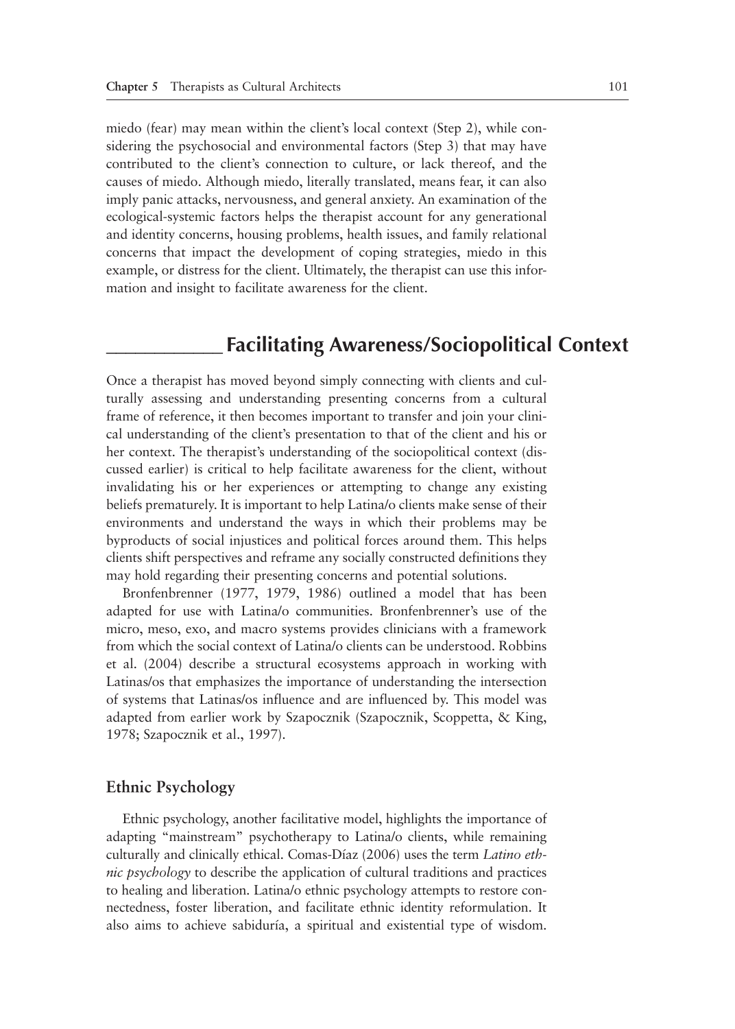miedo (fear) may mean within the client's local context (Step 2), while considering the psychosocial and environmental factors (Step 3) that may have contributed to the client's connection to culture, or lack thereof, and the causes of miedo. Although miedo, literally translated, means fear, it can also imply panic attacks, nervousness, and general anxiety. An examination of the ecological-systemic factors helps the therapist account for any generational and identity concerns, housing problems, health issues, and family relational concerns that impact the development of coping strategies, miedo in this example, or distress for the client. Ultimately, the therapist can use this information and insight to facilitate awareness for the client.

## Facilitating Awareness/Sociopolitical Context

Once a therapist has moved beyond simply connecting with clients and culturally assessing and understanding presenting concerns from a cultural frame of reference, it then becomes important to transfer and join your clinical understanding of the client's presentation to that of the client and his or her context. The therapist's understanding of the sociopolitical context (discussed earlier) is critical to help facilitate awareness for the client, without invalidating his or her experiences or attempting to change any existing beliefs prematurely. It is important to help Latina/o clients make sense of their environments and understand the ways in which their problems may be byproducts of social injustices and political forces around them. This helps clients shift perspectives and reframe any socially constructed definitions they may hold regarding their presenting concerns and potential solutions.

Bronfenbrenner (1977, 1979, 1986) outlined a model that has been adapted for use with Latina/o communities. Bronfenbrenner's use of the micro, meso, exo, and macro systems provides clinicians with a framework from which the social context of Latina/o clients can be understood. Robbins et al. (2004) describe a structural ecosystems approach in working with Latinas/os that emphasizes the importance of understanding the intersection of systems that Latinas/os influence and are influenced by. This model was adapted from earlier work by Szapocznik (Szapocznik, Scoppetta, & King, 1978; Szapocznik et al., 1997).

### Ethnic Psychology

Ethnic psychology, another facilitative model, highlights the importance of adapting "mainstream" psychotherapy to Latina/o clients, while remaining culturally and clinically ethical. Comas-Díaz (2006) uses the term *Latino ethnic psychology* to describe the application of cultural traditions and practices to healing and liberation. Latina/o ethnic psychology attempts to restore connectedness, foster liberation, and facilitate ethnic identity reformulation. It also aims to achieve sabiduría, a spiritual and existential type of wisdom.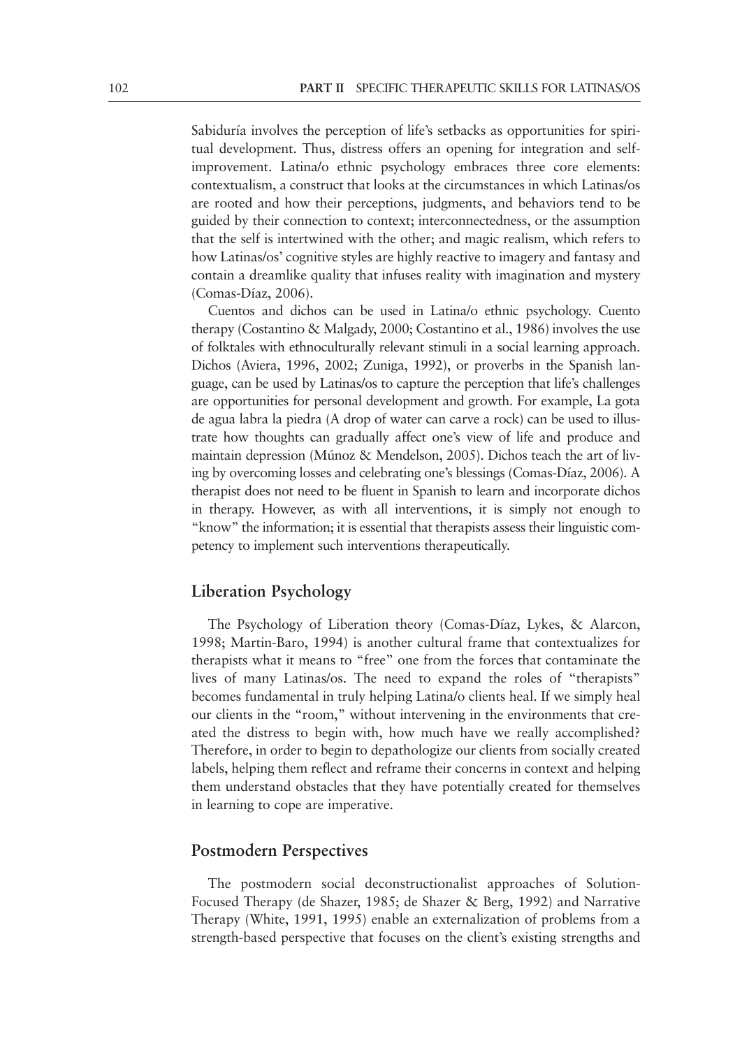Sabiduría involves the perception of life's setbacks as opportunities for spiritual development. Thus, distress offers an opening for integration and self-improvement. Latina/o ethnic psychology embraces three core elements: contextualism, a construct that looks at the circumstances in which Latinas/os are rooted and how their perceptions, judgments, and behaviors tend to be guided by their connection to context; interconnectedness, or the assumption that the self is intertwined with the other; and magic realism, which refers to how Latinas/os' cognitive styles are highly reactive to imagery and fantasy and contain a dreamlike quality that infuses reality with imagination and mystery (Comas-Díaz, 2006).

Cuentos and dichos can be used in Latina/o ethnic psychology. Cuento therapy (Costantino & Malgady, 2000; Costantino et al., 1986) involves the use of folktales with ethnoculturally relevant stimuli in a social learning approach. Dichos (Aviera, 1996, 2002; Zuniga, 1992), or proverbs in the Spanish language, can be used by Latinas/os to capture the perception that life's challenges are opportunities for personal development and growth. For example, La gota de agua labra la piedra (A drop of water can carve a rock) can be used to illustrate how thoughts can gradually affect one's view of life and produce and maintain depression (Múnoz & Mendelson, 2005). Dichos teach the art of living by overcoming losses and celebrating one's blessings (Comas-Díaz, 2006). A therapist does not need to be fluent in Spanish to learn and incorporate dichos in therapy. However, as with all interventions, it is simply not enough to "know" the information; it is essential that therapists assess their linguistic competency to implement such interventions therapeutically.

## Liberation Psychology

The Psychology of Liberation theory (Comas-Díaz, Lykes, & Alarcon, 1998; Martin-Baro, 1994) is another cultural frame that contextualizes for therapists what it means to "free" one from the forces that contaminate the lives of many Latinas/os. The need to expand the roles of "therapists" becomes fundamental in truly helping Latina/o clients heal. If we simply heal our clients in the "room," without intervening in the environments that created the distress to begin with, how much have we really accomplished? Therefore, in order to begin to depathologize our clients from socially created labels, helping them reflect and reframe their concerns in context and helping them understand obstacles that they have potentially created for themselves in learning to cope are imperative.

## Postmodern Perspectives

The postmodern social deconstructionalist approaches of Solution-Focused Therapy (de Shazer, 1985; de Shazer & Berg, 1992) and Narrative Therapy (White, 1991, 1995) enable an externalization of problems from a strength-based perspective that focuses on the client's existing strengths and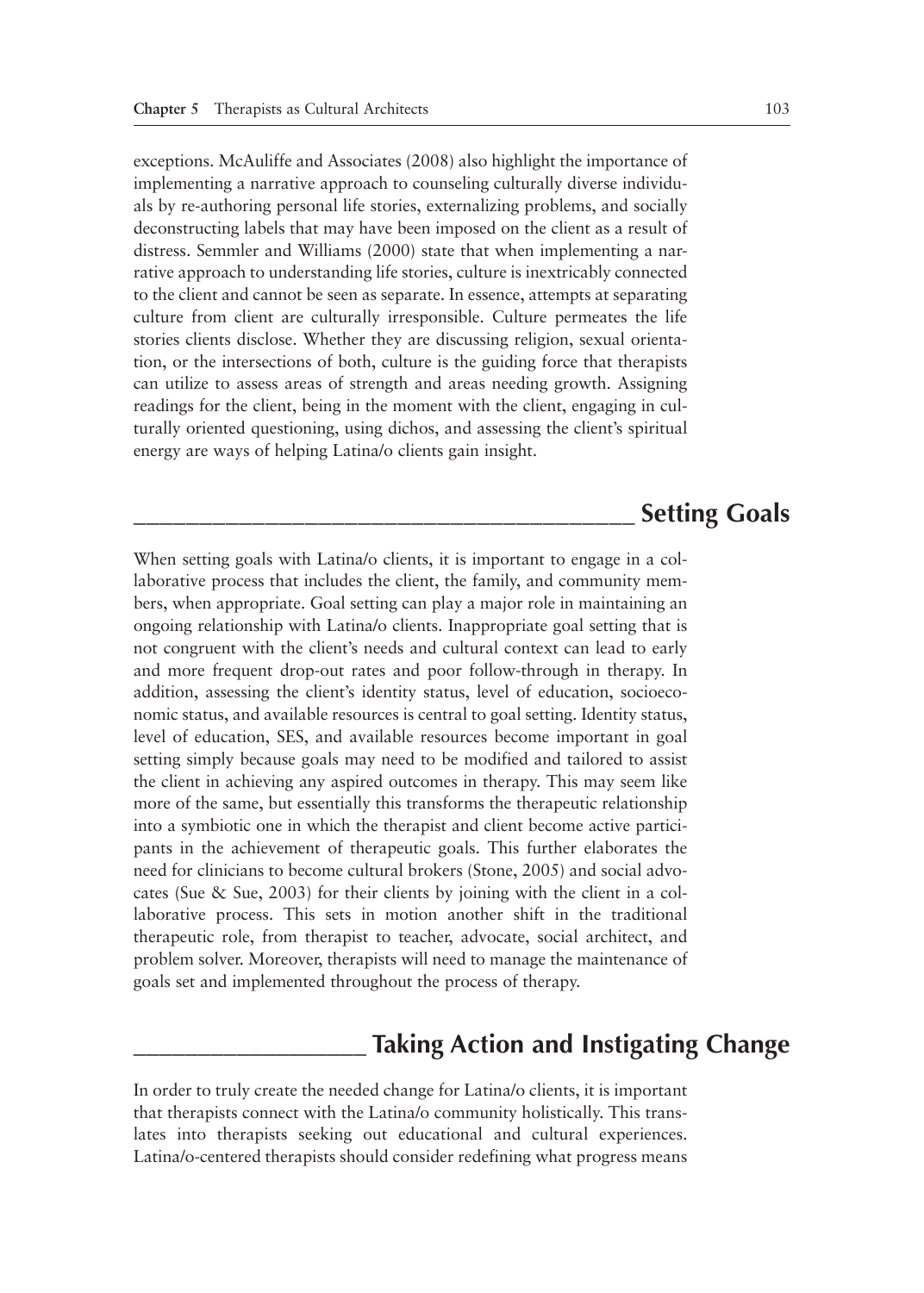exceptions. McAuliffe and Associates (2008) also highlight the importance of implementing a narrative approach to counseling culturally diverse individuals by re-authoring personal life stories, externalizing problems, and socially deconstructing labels that may have been imposed on the client as a result of distress. Semmler and Williams (2000) state that when implementing a narrative approach to understanding life stories, culture is inextricably connected to the client and cannot be seen as separate. In essence, attempts at separating culture from client are culturally irresponsible. Culture permeates the life stories clients disclose. Whether they are discussing religion, sexual orientation, or the intersections of both, culture is the guiding force that therapists can utilize to assess areas of strength and areas needing growth. Assigning readings for the client, being in the moment with the client, engaging in culturally oriented questioning, using dichos, and assessing the client's spiritual energy are ways of helping Latina/o clients gain insight.

## Setting Goals

When setting goals with Latina/o clients, it is important to engage in a collaborative process that includes the client, the family, and community members, when appropriate. Goal setting can play a major role in maintaining an ongoing relationship with Latina/o clients. Inappropriate goal setting that is not congruent with the client's needs and cultural context can lead to early and more frequent drop-out rates and poor follow-through in therapy. In addition, assessing the client's identity status, level of education, socioeconomic status, and available resources is central to goal setting. Identity status, level of education, SES, and available resources become important in goal setting simply because goals may need to be modified and tailored to assist the client in achieving any aspired outcomes in therapy. This may seem like more of the same, but essentially this transforms the therapeutic relationship into a symbiotic one in which the therapist and client become active participants in the achievement of therapeutic goals. This further elaborates the need for clinicians to become cultural brokers (Stone, 2005) and social advocates (Sue & Sue, 2003) for their clients by joining with the client in a collaborative process. This sets in motion another shift in the traditional therapeutic role, from therapist to teacher, advocate, social architect, and problem solver. Moreover, therapists will need to manage the maintenance of goals set and implemented throughout the process of therapy.

## Taking Action and Instigating Change

In order to truly create the needed change for Latina/o clients, it is important that therapists connect with the Latina/o community holistically. This translates into therapists seeking out educational and cultural experiences. Latina/o-centered therapists should consider redefining what progress means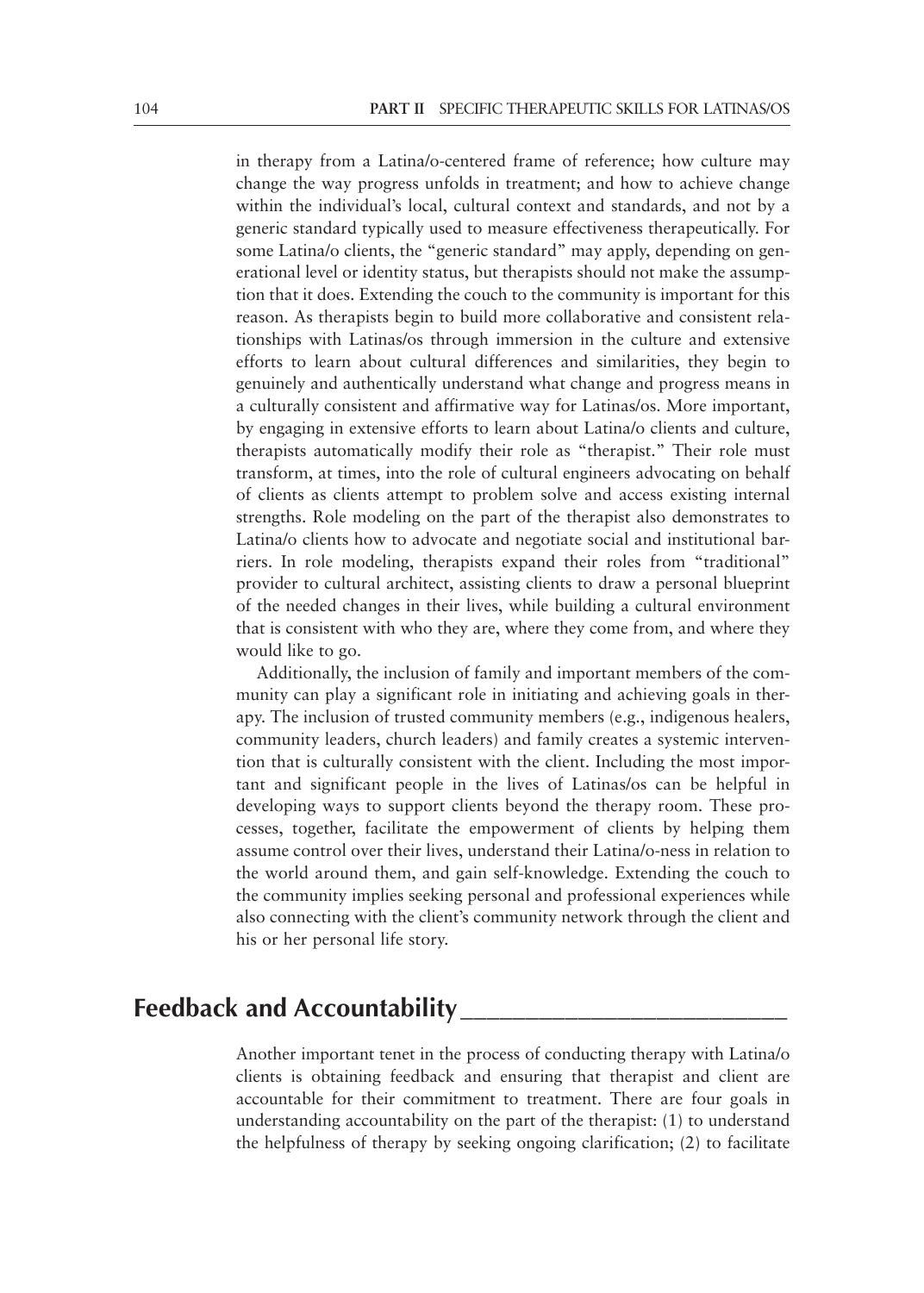in therapy from a Latina/o-centered frame of reference; how culture may change the way progress unfolds in treatment; and how to achieve change within the individual's local, cultural context and standards, and not by a generic standard typically used to measure effectiveness therapeutically. For some Latina/o clients, the "generic standard" may apply, depending on generational level or identity status, but therapists should not make the assumption that it does. Extending the couch to the community is important for this reason. As therapists begin to build more collaborative and consistent relationships with Latinas/os through immersion in the culture and extensive efforts to learn about cultural differences and similarities, they begin to genuinely and authentically understand what change and progress means in a culturally consistent and affirmative way for Latinas/os. More important, by engaging in extensive efforts to learn about Latina/o clients and culture, therapists automatically modify their role as "therapist." Their role must transform, at times, into the role of cultural engineers advocating on behalf of clients as clients attempt to problem solve and access existing internal strengths. Role modeling on the part of the therapist also demonstrates to Latina/o clients how to advocate and negotiate social and institutional barriers. In role modeling, therapists expand their roles from "traditional" provider to cultural architect, assisting clients to draw a personal blueprint of the needed changes in their lives, while building a cultural environment that is consistent with who they are, where they come from, and where they would like to go.

Additionally, the inclusion of family and important members of the community can play a significant role in initiating and achieving goals in therapy. The inclusion of trusted community members (e.g., indigenous healers, community leaders, church leaders) and family creates a systemic intervention that is culturally consistent with the client. Including the most important and significant people in the lives of Latinas/os can be helpful in developing ways to support clients beyond the therapy room. These processes, together, facilitate the empowerment of clients by helping them assume control over their lives, understand their Latina/o-ness in relation to the world around them, and gain self-knowledge. Extending the couch to the community implies seeking personal and professional experiences while also connecting with the client's community network through the client and his or her personal life story.

## Feedback and Accountability

Another important tenet in the process of conducting therapy with Latina/o clients is obtaining feedback and ensuring that therapist and client are accountable for their commitment to treatment. There are four goals in understanding accountability on the part of the therapist: (1) to understand the helpfulness of therapy by seeking ongoing clarification; (2) to facilitate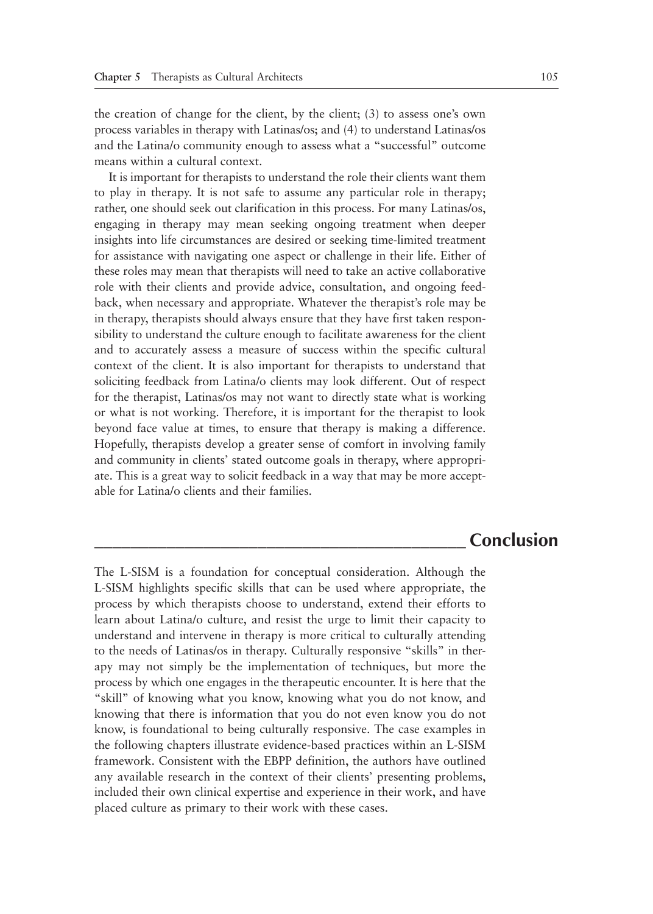the creation of change for the client, by the client; (3) to assess one's own process variables in therapy with Latinas/os; and (4) to understand Latinas/os and the Latina/o community enough to assess what a "successful" outcome means within a cultural context.

It is important for therapists to understand the role their clients want them to play in therapy. It is not safe to assume any particular role in therapy; rather, one should seek out clarification in this process. For many Latinas/os, engaging in therapy may mean seeking ongoing treatment when deeper insights into life circumstances are desired or seeking time-limited treatment for assistance with navigating one aspect or challenge in their life. Either of these roles may mean that therapists will need to take an active collaborative role with their clients and provide advice, consultation, and ongoing feedback, when necessary and appropriate. Whatever the therapist's role may be in therapy, therapists should always ensure that they have first taken responsibility to understand the culture enough to facilitate awareness for the client and to accurately assess a measure of success within the specific cultural context of the client. It is also important for therapists to understand that soliciting feedback from Latina/o clients may look different. Out of respect for the therapist, Latinas/os may not want to directly state what is working or what is not working. Therefore, it is important for the therapist to look beyond face value at times, to ensure that therapy is making a difference. Hopefully, therapists develop a greater sense of comfort in involving family and community in clients' stated outcome goals in therapy, where appropriate. This is a great way to solicit feedback in a way that may be more acceptable for Latina/o clients and their families.

## Conclusion

The L-SISM is a foundation for conceptual consideration. Although the L-SISM highlights specific skills that can be used where appropriate, the process by which therapists choose to understand, extend their efforts to learn about Latina/o culture, and resist the urge to limit their capacity to understand and intervene in therapy is more critical to culturally attending to the needs of Latinas/os in therapy. Culturally responsive "skills" in therapy may not simply be the implementation of techniques, but more the process by which one engages in the therapeutic encounter. It is here that the "skill" of knowing what you know, knowing what you do not know, and knowing that there is information that you do not even know you do not know, is foundational to being culturally responsive. The case examples in the following chapters illustrate evidence-based practices within an L-SISM framework. Consistent with the EBPP definition, the authors have outlined any available research in the context of their clients' presenting problems, included their own clinical expertise and experience in their work, and have placed culture as primary to their work with these cases.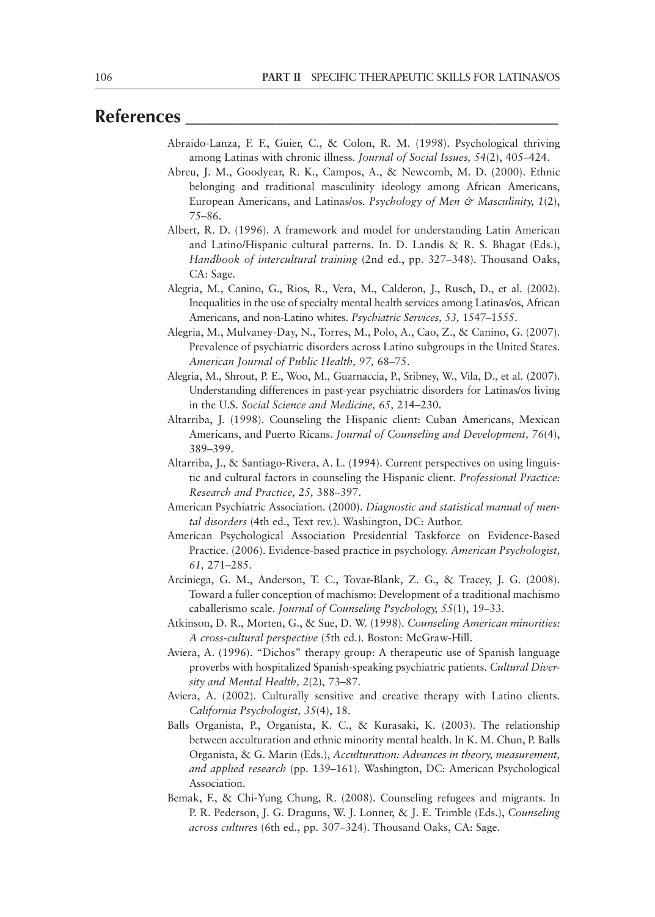## References

Abraido-Lanza, F. F., Guier, C., & Colon, R. M. (1998). Psychological thriving among Latinas with chronic illness. *Journal of Social Issues, 54*(2), 405–424.

Abreu, J. M., Goodyear, R. K., Campos, A., & Newcomb, M. D. (2000). Ethnic belonging and traditional masculinity ideology among African Americans, European Americans, and Latinas/os. *Psychology of Men & Masculinity, 1*(2), 75–86.

Albert, R. D. (1996). A framework and model for understanding Latin American and Latino/Hispanic cultural patterns. In. D. Landis & R. S. Bhagat (Eds.), *Handbook of intercultural training* (2nd ed., pp. 327–348). Thousand Oaks, CA: Sage.

Alegria, M., Canino, G., Rios, R., Vera, M., Calderon, J., Rusch, D., et al. (2002). Inequalities in the use of specialty mental health services among Latinas/os, African Americans, and non-Latino whites. *Psychiatric Services, 53,* 1547–1555.

Alegria, M., Mulvaney-Day, N., Torres, M., Polo, A., Cao, Z., & Canino, G. (2007). Prevalence of psychiatric disorders across Latino subgroups in the United States. *American Journal of Public Health, 97,* 68–75.

Alegria, M., Shrout, P. E., Woo, M., Guarnaccia, P., Sribney, W., Vila, D., et al. (2007). Understanding differences in past-year psychiatric disorders for Latinas/os living in the U.S. *Social Science and Medicine, 65,* 214–230.

Altarriba, J. (1998). Counseling the Hispanic client: Cuban Americans, Mexican Americans, and Puerto Ricans. *Journal of Counseling and Development, 76*(4), 389–399.

Altarriba, J., & Santiago-Rivera, A. L. (1994). Current perspectives on using linguistic and cultural factors in counseling the Hispanic client. *Professional Practice: Research and Practice, 25,* 388–397.

American Psychiatric Association. (2000). *Diagnostic and statistical manual of mental disorders* (4th ed., Text rev.). Washington, DC: Author.

American Psychological Association Presidential Taskforce on Evidence-Based Practice. (2006). Evidence-based practice in psychology. *American Psychologist, 61,* 271–285.

Arciniega, G. M., Anderson, T. C., Tovar-Blank, Z. G., & Tracey, J. G. (2008). Toward a fuller conception of machismo: Development of a traditional machismo caballerismo scale. *Journal of Counseling Psychology, 55*(1), 19–33.

Atkinson, D. R., Morten, G., & Sue, D. W. (1998). *Counseling American minorities: A cross-cultural perspective* (5th ed.). Boston: McGraw-Hill.

Aviera, A. (1996). "Dichos" therapy group: A therapeutic use of Spanish language proverbs with hospitalized Spanish-speaking psychiatric patients. *Cultural Diversity and Mental Health, 2*(2), 73–87.

Aviera, A. (2002). Culturally sensitive and creative therapy with Latino clients. *California Psychologist, 35*(4), 18.

Balls Organista, P., Organista, K. C., & Kurasaki, K. (2003). The relationship between acculturation and ethnic minority mental health. In K. M. Chun, P. Balls Organista, & G. Marin (Eds.), *Acculturation: Advances in theory, measurement, and applied research* (pp. 139–161). Washington, DC: American Psychological Association.

Bemak, F., & Chi-Yung Chung, R. (2008). Counseling refugees and migrants. In P. R. Pederson, J. G. Draguns, W. J. Lonner, & J. E. Trimble (Eds.), *Counseling across cultures* (6th ed., pp. 307–324). Thousand Oaks, CA: Sage.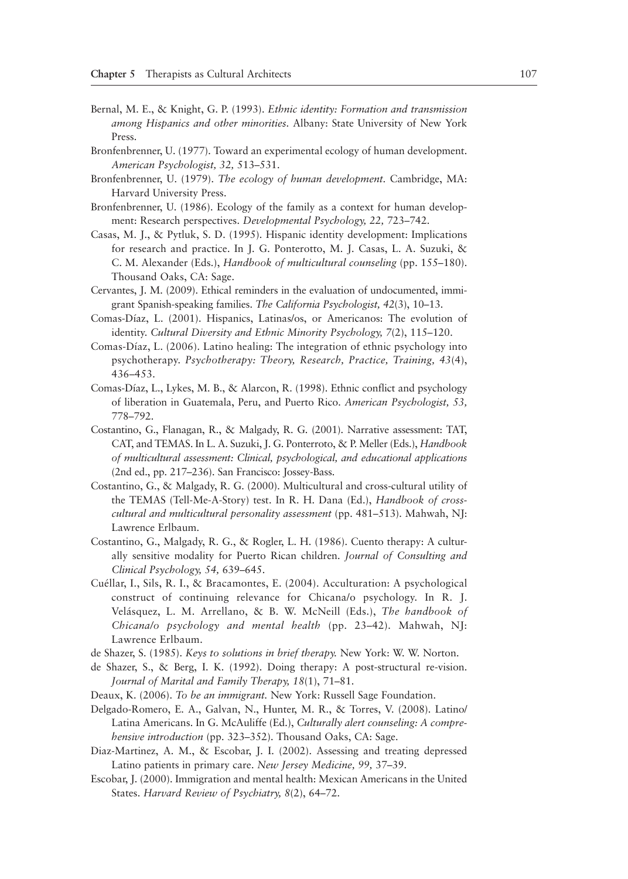Bernal, M. E., & Knight, G. P. (1993). *Ethnic identity: Formation and transmission among Hispanics and other minorities.* Albany: State University of New York Press.

Bronfenbrenner, U. (1977). Toward an experimental ecology of human development. *American Psychologist, 32,* 513–531.

Bronfenbrenner, U. (1979). *The ecology of human development.* Cambridge, MA: Harvard University Press.

Bronfenbrenner, U. (1986). Ecology of the family as a context for human development: Research perspectives. *Developmental Psychology, 22,* 723–742.

Casas, M. J., & Pytluk, S. D. (1995). Hispanic identity development: Implications for research and practice. In J. G. Ponterotto, M. J. Casas, L. A. Suzuki, & C. M. Alexander (Eds.), *Handbook of multicultural counseling* (pp. 155–180). Thousand Oaks, CA: Sage.

Cervantes, J. M. (2009). Ethical reminders in the evaluation of undocumented, immigrant Spanish-speaking families. *The California Psychologist, 42*(3), 10–13.

Comas-Díaz, L. (2001). Hispanics, Latinas/os, or Americanos: The evolution of identity. *Cultural Diversity and Ethnic Minority Psychology, 7*(2), 115–120.

Comas-Díaz, L. (2006). Latino healing: The integration of ethnic psychology into psychotherapy. *Psychotherapy: Theory, Research, Practice, Training, 43*(4), 436–453.

Comas-Díaz, L., Lykes, M. B., & Alarcon, R. (1998). Ethnic conflict and psychology of liberation in Guatemala, Peru, and Puerto Rico. *American Psychologist, 53,* 778–792.

Costantino, G., Flanagan, R., & Malgady, R. G. (2001). Narrative assessment: TAT, CAT, and TEMAS. In L. A. Suzuki, J. G. Ponterroto, & P. Meller (Eds.), *Handbook of multicultural assessment: Clinical, psychological, and educational applications* (2nd ed., pp. 217–236). San Francisco: Jossey-Bass.

Costantino, G., & Malgady, R. G. (2000). Multicultural and cross-cultural utility of the TEMAS (Tell-Me-A-Story) test. In R. H. Dana (Ed.), *Handbook of cross-cultural and multicultural personality assessment* (pp. 481–513). Mahwah, NJ: Lawrence Erlbaum.

Costantino, G., Malgady, R. G., & Rogler, L. H. (1986). Cuento therapy: A culturally sensitive modality for Puerto Rican children. *Journal of Consulting and Clinical Psychology, 54,* 639–645.

Cuéllar, I., Sils, R. I., & Bracamontes, E. (2004). Acculturation: A psychological construct of continuing relevance for Chicana/o psychology. In R. J. Velásquez, L. M. Arrellano, & B. W. McNeill (Eds.), *The handbook of Chicana/o psychology and mental health* (pp. 23–42). Mahwah, NJ: Lawrence Erlbaum.

de Shazer, S. (1985). *Keys to solutions in brief therapy.* New York: W. W. Norton.

de Shazer, S., & Berg, I. K. (1992). Doing therapy: A post-structural re-vision. *Journal of Marital and Family Therapy, 18*(1), 71–81.

Deaux, K. (2006). *To be an immigrant.* New York: Russell Sage Foundation.

Delgado-Romero, E. A., Galvan, N., Hunter, M. R., & Torres, V. (2008). Latino/Latina Americans. In G. McAuliffe (Ed.), *Culturally alert counseling: A comprehensive introduction* (pp. 323–352). Thousand Oaks, CA: Sage.

Diaz-Martinez, A. M., & Escobar, J. I. (2002). Assessing and treating depressed Latino patients in primary care. *New Jersey Medicine, 99,* 37–39.

Escobar, J. (2000). Immigration and mental health: Mexican Americans in the United States. *Harvard Review of Psychiatry, 8*(2), 64–72.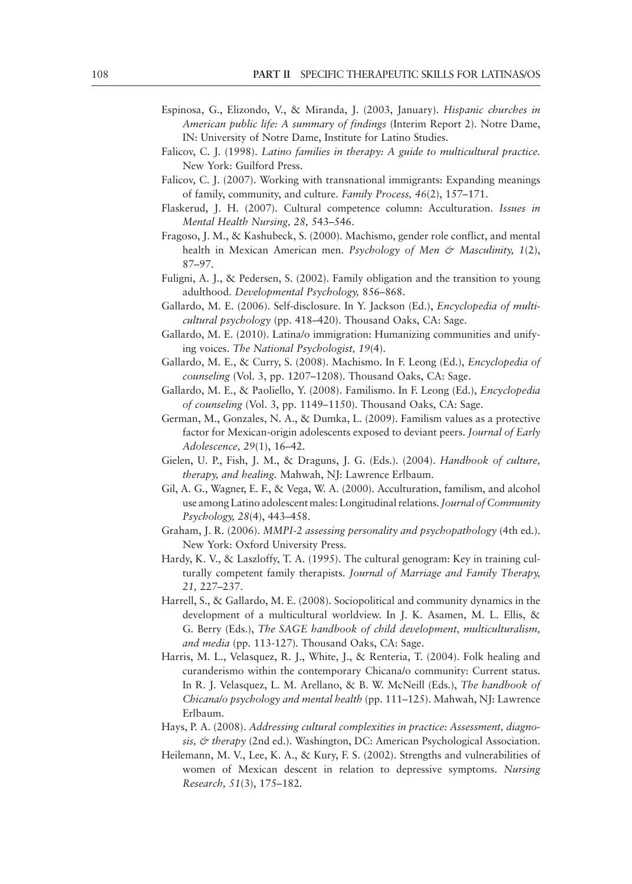Espinosa, G., Elizondo, V., & Miranda, J. (2003, January). *Hispanic churches in American public life: A summary of findings* (Interim Report 2). Notre Dame, IN: University of Notre Dame, Institute for Latino Studies.

Falicov, C. J. (1998). *Latino families in therapy: A guide to multicultural practice.* New York: Guilford Press.

Falicov, C. J. (2007). Working with transnational immigrants: Expanding meanings of family, community, and culture. *Family Process, 46*(2), 157–171.

Flaskerud, J. H. (2007). Cultural competence column: Acculturation. *Issues in Mental Health Nursing, 28,* 543–546.

Fragoso, J. M., & Kashubeck, S. (2000). Machismo, gender role conflict, and mental health in Mexican American men. *Psychology of Men & Masculinity, 1*(2), 87–97.

Fuligni, A. J., & Pedersen, S. (2002). Family obligation and the transition to young adulthood. *Developmental Psychology,* 856–868.

Gallardo, M. E. (2006). Self-disclosure. In Y. Jackson (Ed.), *Encyclopedia of multicultural psychology* (pp. 418–420). Thousand Oaks, CA: Sage.

Gallardo, M. E. (2010). Latina/o immigration: Humanizing communities and unifying voices. *The National Psychologist, 19*(4).

Gallardo, M. E., & Curry, S. (2008). Machismo. In F. Leong (Ed.), *Encyclopedia of counseling* (Vol. 3, pp. 1207–1208). Thousand Oaks, CA: Sage.

Gallardo, M. E., & Paoliello, Y. (2008). Familismo. In F. Leong (Ed.), *Encyclopedia of counseling* (Vol. 3, pp. 1149–1150). Thousand Oaks, CA: Sage.

German, M., Gonzales, N. A., & Dumka, L. (2009). Familism values as a protective factor for Mexican-origin adolescents exposed to deviant peers. *Journal of Early Adolescence, 29*(1), 16–42.

Gielen, U. P., Fish, J. M., & Draguns, J. G. (Eds.). (2004). *Handbook of culture, therapy, and healing.* Mahwah, NJ: Lawrence Erlbaum.

Gil, A. G., Wagner, E. F., & Vega, W. A. (2000). Acculturation, familism, and alcohol use among Latino adolescent males: Longitudinal relations. *Journal of Community Psychology, 28*(4), 443–458.

Graham, J. R. (2006). *MMPI-2 assessing personality and psychopathology* (4th ed.). New York: Oxford University Press.

Hardy, K. V., & Laszloffy, T. A. (1995). The cultural genogram: Key in training culturally competent family therapists. *Journal of Marriage and Family Therapy, 21,* 227–237.

Harrell, S., & Gallardo, M. E. (2008). Sociopolitical and community dynamics in the development of a multicultural worldview. In J. K. Asamen, M. L. Ellis, & G. Berry (Eds.), *The SAGE handbook of child development, multiculturalism, and media* (pp. 113-127). Thousand Oaks, CA: Sage.

Harris, M. L., Velasquez, R. J., White, J., & Renteria, T. (2004). Folk healing and curanderismo within the contemporary Chicana/o community: Current status. In R. J. Velasquez, L. M. Arellano, & B. W. McNeill (Eds.), *The handbook of Chicana/o psychology and mental health* (pp. 111–125). Mahwah, NJ: Lawrence Erlbaum.

Hays, P. A. (2008). *Addressing cultural complexities in practice: Assessment, diagnosis, & therapy* (2nd ed.). Washington, DC: American Psychological Association.

Heilemann, M. V., Lee, K. A., & Kury, F. S. (2002). Strengths and vulnerabilities of women of Mexican descent in relation to depressive symptoms. *Nursing Research, 51*(3), 175–182.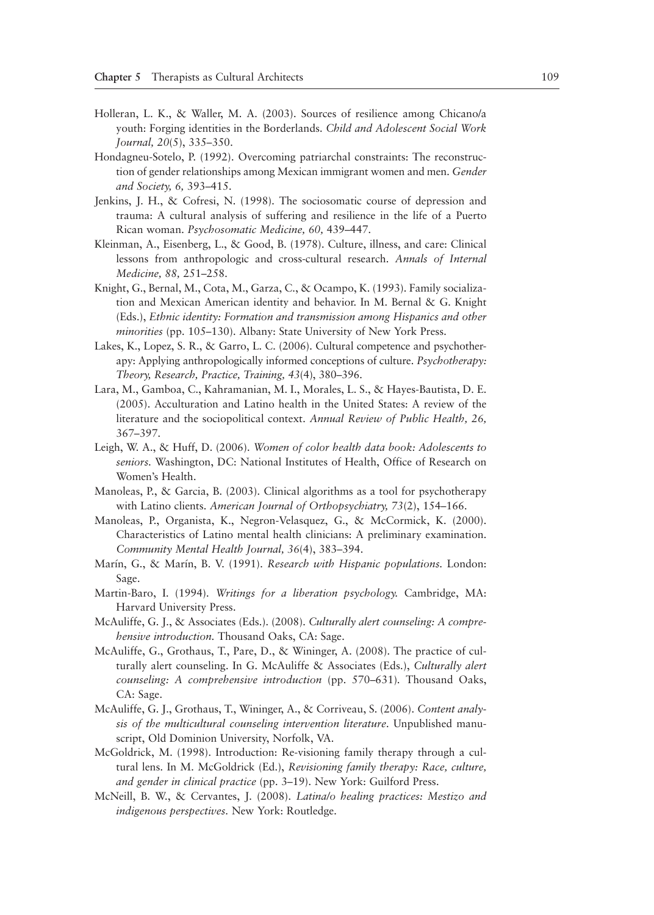Holleran, L. K., & Waller, M. A. (2003). Sources of resilience among Chicano/a youth: Forging identities in the Borderlands. *Child and Adolescent Social Work Journal, 20*(5), 335–350.

Hondagneu-Sotelo, P. (1992). Overcoming patriarchal constraints: The reconstruction of gender relationships among Mexican immigrant women and men. *Gender and Society, 6,* 393–415.

Jenkins, J. H., & Cofresi, N. (1998). The sociosomatic course of depression and trauma: A cultural analysis of suffering and resilience in the life of a Puerto Rican woman. *Psychosomatic Medicine, 60,* 439–447.

Kleinman, A., Eisenberg, L., & Good, B. (1978). Culture, illness, and care: Clinical lessons from anthropologic and cross-cultural research. *Annals of Internal Medicine, 88,* 251–258.

Knight, G., Bernal, M., Cota, M., Garza, C., & Ocampo, K. (1993). Family socialization and Mexican American identity and behavior. In M. Bernal & G. Knight (Eds.), *Ethnic identity: Formation and transmission among Hispanics and other minorities* (pp. 105–130). Albany: State University of New York Press.

Lakes, K., Lopez, S. R., & Garro, L. C. (2006). Cultural competence and psychotherapy: Applying anthropologically informed conceptions of culture. *Psychotherapy: Theory, Research, Practice, Training, 43*(4), 380–396.

Lara, M., Gamboa, C., Kahramanian, M. I., Morales, L. S., & Hayes-Bautista, D. E. (2005). Acculturation and Latino health in the United States: A review of the literature and the sociopolitical context. *Annual Review of Public Health, 26,* 367–397.

Leigh, W. A., & Huff, D. (2006). *Women of color health data book: Adolescents to seniors.* Washington, DC: National Institutes of Health, Office of Research on Women's Health.

Manoleas, P., & Garcia, B. (2003). Clinical algorithms as a tool for psychotherapy with Latino clients. *American Journal of Orthopsychiatry, 73*(2), 154–166.

Manoleas, P., Organista, K., Negron-Velasquez, G., & McCormick, K. (2000). Characteristics of Latino mental health clinicians: A preliminary examination. *Community Mental Health Journal, 36*(4), 383–394.

Marín, G., & Marín, B. V. (1991). *Research with Hispanic populations.* London: Sage.

Martin-Baro, I. (1994). *Writings for a liberation psychology.* Cambridge, MA: Harvard University Press.

McAuliffe, G. J., & Associates (Eds.). (2008). *Culturally alert counseling: A comprehensive introduction.* Thousand Oaks, CA: Sage.

McAuliffe, G., Grothaus, T., Pare, D., & Wininger, A. (2008). The practice of culturally alert counseling. In G. McAuliffe & Associates (Eds.), *Culturally alert counseling: A comprehensive introduction* (pp. 570–631). Thousand Oaks, CA: Sage.

McAuliffe, G. J., Grothaus, T., Wininger, A., & Corriveau, S. (2006). *Content analysis of the multicultural counseling intervention literature.* Unpublished manuscript, Old Dominion University, Norfolk, VA.

McGoldrick, M. (1998). Introduction: Re-visioning family therapy through a cultural lens. In M. McGoldrick (Ed.), *Revisioning family therapy: Race, culture, and gender in clinical practice* (pp. 3–19). New York: Guilford Press.

McNeill, B. W., & Cervantes, J. (2008). *Latina/o healing practices: Mestizo and indigenous perspectives.* New York: Routledge.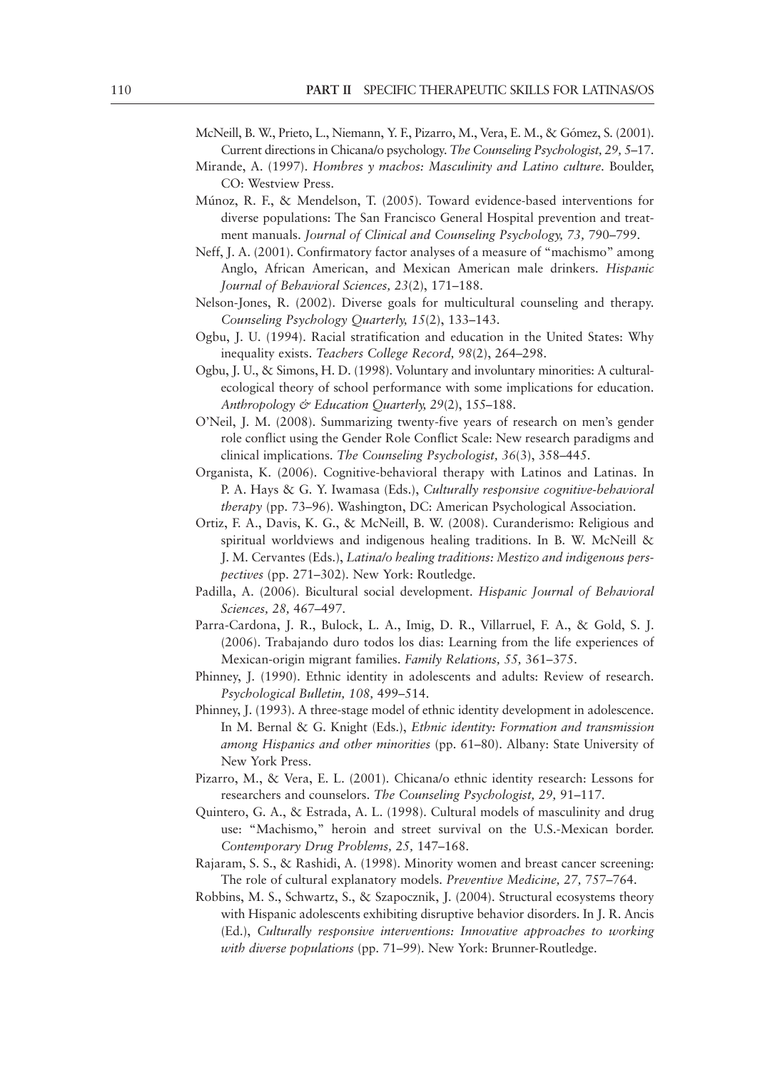McNeill, B. W., Prieto, L., Niemann, Y. F., Pizarro, M., Vera, E. M., & Gómez, S. (2001). Current directions in Chicana/o psychology. *The Counseling Psychologist, 29,* 5–17.

Mirande, A. (1997). *Hombres y machos: Masculinity and Latino culture.* Boulder, CO: Westview Press.

Múnoz, R. F., & Mendelson, T. (2005). Toward evidence-based interventions for diverse populations: The San Francisco General Hospital prevention and treatment manuals. *Journal of Clinical and Counseling Psychology, 73,* 790–799.

Neff, J. A. (2001). Confirmatory factor analyses of a measure of "machismo" among Anglo, African American, and Mexican American male drinkers. *Hispanic Journal of Behavioral Sciences, 23*(2), 171–188.

Nelson-Jones, R. (2002). Diverse goals for multicultural counseling and therapy. *Counseling Psychology Quarterly, 15*(2), 133–143.

Ogbu, J. U. (1994). Racial stratification and education in the United States: Why inequality exists. *Teachers College Record, 98*(2), 264–298.

Ogbu, J. U., & Simons, H. D. (1998). Voluntary and involuntary minorities: A cultural-ecological theory of school performance with some implications for education. *Anthropology & Education Quarterly, 29*(2), 155–188.

O'Neil, J. M. (2008). Summarizing twenty-five years of research on men's gender role conflict using the Gender Role Conflict Scale: New research paradigms and clinical implications. *The Counseling Psychologist, 36*(3), 358–445.

Organista, K. (2006). Cognitive-behavioral therapy with Latinos and Latinas. In P. A. Hays & G. Y. Iwamasa (Eds.), *Culturally responsive cognitive-behavioral therapy* (pp. 73–96). Washington, DC: American Psychological Association.

Ortiz, F. A., Davis, K. G., & McNeill, B. W. (2008). Curanderismo: Religious and spiritual worldviews and indigenous healing traditions. In B. W. McNeill & J. M. Cervantes (Eds.), *Latina/o healing traditions: Mestizo and indigenous perspectives* (pp. 271–302). New York: Routledge.

Padilla, A. (2006). Bicultural social development. *Hispanic Journal of Behavioral Sciences, 28,* 467–497.

Parra-Cardona, J. R., Bulock, L. A., Imig, D. R., Villarruel, F. A., & Gold, S. J. (2006). Trabajando duro todos los dias: Learning from the life experiences of Mexican-origin migrant families. *Family Relations, 55,* 361–375.

Phinney, J. (1990). Ethnic identity in adolescents and adults: Review of research. *Psychological Bulletin, 108,* 499–514.

Phinney, J. (1993). A three-stage model of ethnic identity development in adolescence. In M. Bernal & G. Knight (Eds.), *Ethnic identity: Formation and transmission among Hispanics and other minorities* (pp. 61–80). Albany: State University of New York Press.

Pizarro, M., & Vera, E. L. (2001). Chicana/o ethnic identity research: Lessons for researchers and counselors. *The Counseling Psychologist, 29,* 91–117.

Quintero, G. A., & Estrada, A. L. (1998). Cultural models of masculinity and drug use: "Machismo," heroin and street survival on the U.S.-Mexican border. *Contemporary Drug Problems, 25,* 147–168.

Rajaram, S. S., & Rashidi, A. (1998). Minority women and breast cancer screening: The role of cultural explanatory models. *Preventive Medicine, 27,* 757–764.

Robbins, M. S., Schwartz, S., & Szapocznik, J. (2004). Structural ecosystems theory with Hispanic adolescents exhibiting disruptive behavior disorders. In J. R. Ancis (Ed.), *Culturally responsive interventions: Innovative approaches to working with diverse populations* (pp. 71–99). New York: Brunner-Routledge.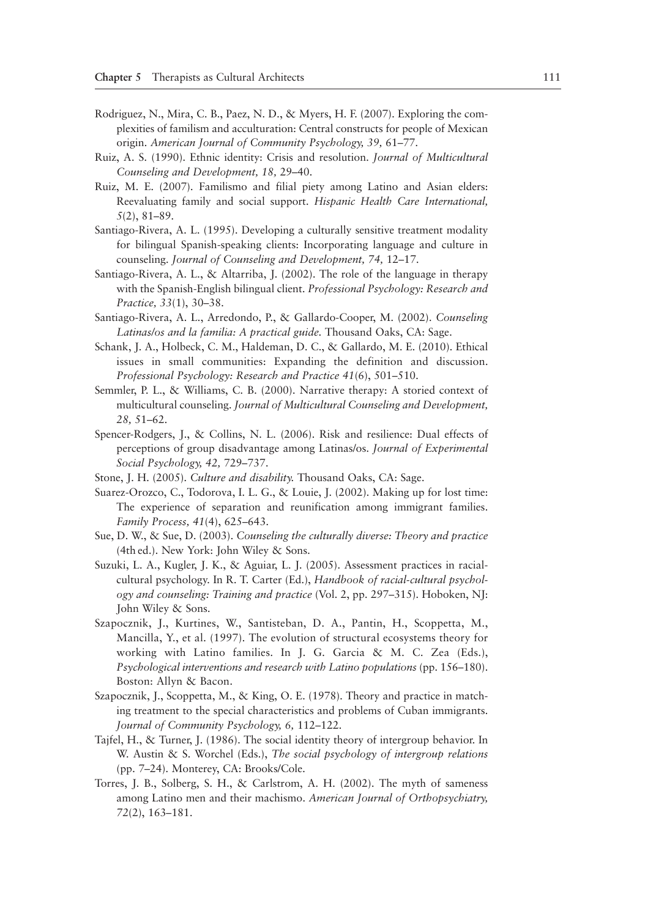Rodriguez, N., Mira, C. B., Paez, N. D., & Myers, H. F. (2007). Exploring the complexities of familism and acculturation: Central constructs for people of Mexican origin. *American Journal of Community Psychology, 39,* 61–77.

Ruiz, A. S. (1990). Ethnic identity: Crisis and resolution. *Journal of Multicultural Counseling and Development, 18,* 29–40.

Ruiz, M. E. (2007). Familismo and filial piety among Latino and Asian elders: Reevaluating family and social support. *Hispanic Health Care International, 5*(2), 81–89.

Santiago-Rivera, A. L. (1995). Developing a culturally sensitive treatment modality for bilingual Spanish-speaking clients: Incorporating language and culture in counseling. *Journal of Counseling and Development, 74,* 12–17.

Santiago-Rivera, A. L., & Altarriba, J. (2002). The role of the language in therapy with the Spanish-English bilingual client. *Professional Psychology: Research and Practice, 33*(1), 30–38.

Santiago-Rivera, A. L., Arredondo, P., & Gallardo-Cooper, M. (2002). *Counseling Latinas/os and la familia: A practical guide.* Thousand Oaks, CA: Sage.

Schank, J. A., Holbeck, C. M., Haldeman, D. C., & Gallardo, M. E. (2010). Ethical issues in small communities: Expanding the definition and discussion. *Professional Psychology: Research and Practice 41*(6), 501–510.

Semmler, P. L., & Williams, C. B. (2000). Narrative therapy: A storied context of multicultural counseling. *Journal of Multicultural Counseling and Development, 28,* 51–62.

Spencer-Rodgers, J., & Collins, N. L. (2006). Risk and resilience: Dual effects of perceptions of group disadvantage among Latinas/os. *Journal of Experimental Social Psychology, 42,* 729–737.

Stone, J. H. (2005). *Culture and disability.* Thousand Oaks, CA: Sage.

Suarez-Orozco, C., Todorova, I. L. G., & Louie, J. (2002). Making up for lost time: The experience of separation and reunification among immigrant families. *Family Process, 41*(4), 625–643.

Sue, D. W., & Sue, D. (2003). *Counseling the culturally diverse: Theory and practice* (4th ed.). New York: John Wiley & Sons.

Suzuki, L. A., Kugler, J. K., & Aguiar, L. J. (2005). Assessment practices in racial-cultural psychology. In R. T. Carter (Ed.), *Handbook of racial-cultural psychology and counseling: Training and practice* (Vol. 2, pp. 297–315). Hoboken, NJ: John Wiley & Sons.

Szapocznik, J., Kurtines, W., Santisteban, D. A., Pantin, H., Scoppetta, M., Mancilla, Y., et al. (1997). The evolution of structural ecosystems theory for working with Latino families. In J. G. Garcia & M. C. Zea (Eds.), *Psychological interventions and research with Latino populations* (pp. 156–180). Boston: Allyn & Bacon.

Szapocznik, J., Scoppetta, M., & King, O. E. (1978). Theory and practice in matching treatment to the special characteristics and problems of Cuban immigrants. *Journal of Community Psychology, 6,* 112–122.

Tajfel, H., & Turner, J. (1986). The social identity theory of intergroup behavior. In W. Austin & S. Worchel (Eds.), *The social psychology of intergroup relations* (pp. 7–24). Monterey, CA: Brooks/Cole.

Torres, J. B., Solberg, S. H., & Carlstrom, A. H. (2002). The myth of sameness among Latino men and their machismo. *American Journal of Orthopsychiatry, 72*(2), 163–181.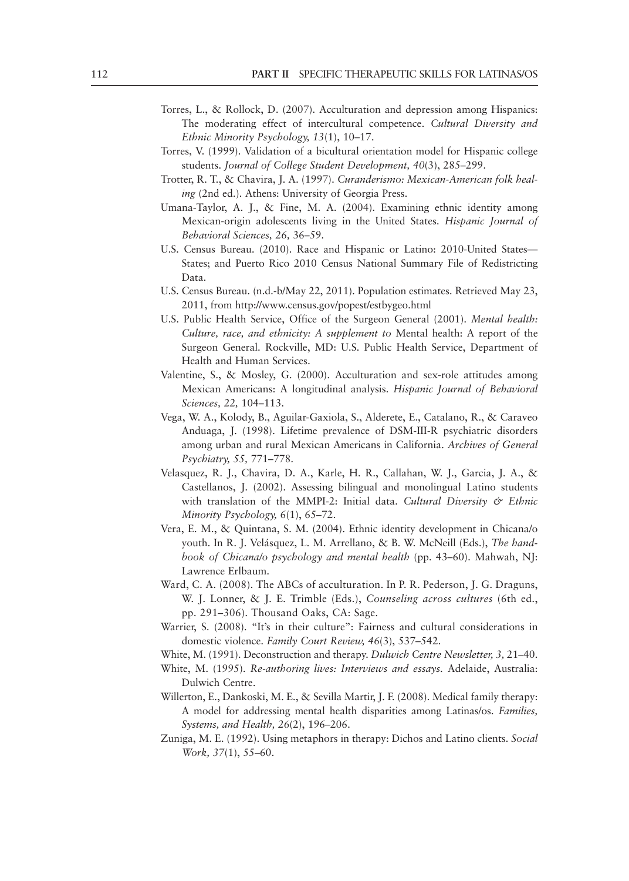Torres, L., & Rollock, D. (2007). Acculturation and depression among Hispanics: The moderating effect of intercultural competence. *Cultural Diversity and Ethnic Minority Psychology, 13*(1), 10–17.

Torres, V. (1999). Validation of a bicultural orientation model for Hispanic college students. *Journal of College Student Development, 40*(3), 285–299.

Trotter, R. T., & Chavira, J. A. (1997). *Curanderismo: Mexican-American folk healing* (2nd ed.). Athens: University of Georgia Press.

Umana-Taylor, A. J., & Fine, M. A. (2004). Examining ethnic identity among Mexican-origin adolescents living in the United States. *Hispanic Journal of Behavioral Sciences, 26,* 36–59.

U.S. Census Bureau. (2010). Race and Hispanic or Latino: 2010-United States—States; and Puerto Rico 2010 Census National Summary File of Redistricting Data.

U.S. Census Bureau. (n.d.-b/May 22, 2011). Population estimates. Retrieved May 23, 2011, from http://www.census.gov/popest/estbygeo.html

U.S. Public Health Service, Office of the Surgeon General (2001). *Mental health: Culture, race, and ethnicity: A supplement to* Mental health: A report of the Surgeon General. Rockville, MD: U.S. Public Health Service, Department of Health and Human Services.

Valentine, S., & Mosley, G. (2000). Acculturation and sex-role attitudes among Mexican Americans: A longitudinal analysis. *Hispanic Journal of Behavioral Sciences, 22,* 104–113.

Vega, W. A., Kolody, B., Aguilar-Gaxiola, S., Alderete, E., Catalano, R., & Caraveo Anduaga, J. (1998). Lifetime prevalence of DSM-III-R psychiatric disorders among urban and rural Mexican Americans in California. *Archives of General Psychiatry, 55,* 771–778.

Velasquez, R. J., Chavira, D. A., Karle, H. R., Callahan, W. J., Garcia, J. A., & Castellanos, J. (2002). Assessing bilingual and monolingual Latino students with translation of the MMPI-2: Initial data. *Cultural Diversity & Ethnic Minority Psychology,* 6(1), 65–72.

Vera, E. M., & Quintana, S. M. (2004). Ethnic identity development in Chicana/o youth. In R. J. Velásquez, L. M. Arrellano, & B. W. McNeill (Eds.), *The handbook of Chicana/o psychology and mental health* (pp. 43–60). Mahwah, NJ: Lawrence Erlbaum.

Ward, C. A. (2008). The ABCs of acculturation. In P. R. Pederson, J. G. Draguns, W. J. Lonner, & J. E. Trimble (Eds.), *Counseling across cultures* (6th ed., pp. 291–306). Thousand Oaks, CA: Sage.

Warrier, S. (2008). "It's in their culture": Fairness and cultural considerations in domestic violence. *Family Court Review, 46*(3), 537–542.

White, M. (1991). Deconstruction and therapy. *Dulwich Centre Newsletter, 3,* 21–40.

White, M. (1995). *Re-authoring lives: Interviews and essays.* Adelaide, Australia: Dulwich Centre.

Willerton, E., Dankoski, M. E., & Sevilla Martir, J. F. (2008). Medical family therapy: A model for addressing mental health disparities among Latinas/os. *Families, Systems, and Health, 26*(2), 196–206.

Zuniga, M. E. (1992). Using metaphors in therapy: Dichos and Latino clients. *Social Work, 37*(1), 55–60.